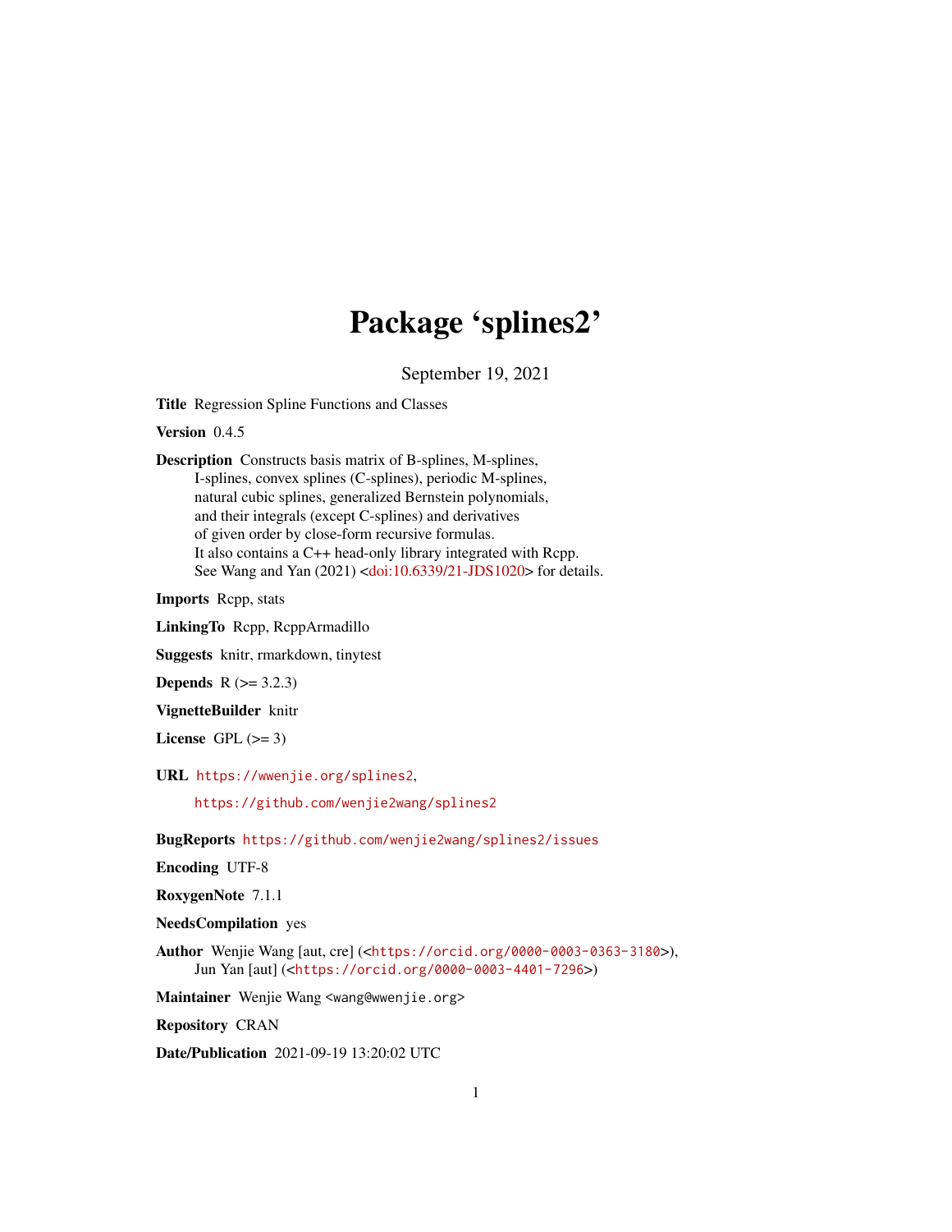# Package ‘splines2’

September 19, 2021

**Title** Regression Spline Functions and Classes

**Version** 0.4.5

**Description** Constructs basis matrix of B-splines, M-splines, I-splines, convex splines (C-splines), periodic M-splines, natural cubic splines, generalized Bernstein polynomials, and their integrals (except C-splines) and derivatives of given order by close-form recursive formulas. It also contains a C++ head-only library integrated with Rcpp. See Wang and Yan (2021) <doi:10.6339/21-JDS1020> for details.

**Imports** Rcpp, stats

**LinkingTo** Rcpp, RcppArmadillo

**Suggests** knitr, rmarkdown, tinytest

**Depends** R (>= 3.2.3)

**VignetteBuilder** knitr

**License** GPL (>= 3)

**URL** https://wwenjie.org/splines2,

https://github.com/wenjie2wang/splines2

**BugReports** https://github.com/wenjie2wang/splines2/issues

**Encoding** UTF-8

**RoxygenNote** 7.1.1

**NeedsCompilation** yes

**Author** Wenjie Wang [aut, cre] (<https://orcid.org/0000-0003-0363-3180>), Jun Yan [aut] (<https://orcid.org/0000-0003-4401-7296>)

**Maintainer** Wenjie Wang <wang@wwenjie.org>

**Repository** CRAN

**Date/Publication** 2021-09-19 13:20:02 UTC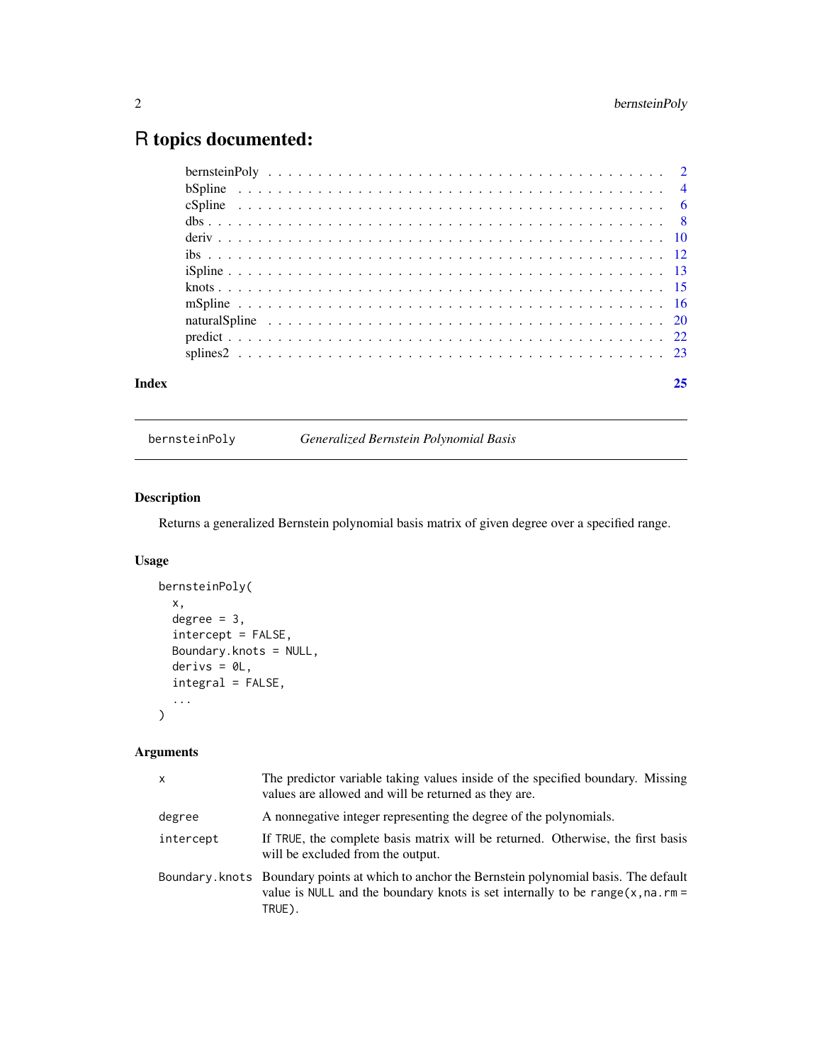# R topics documented:

| | |
|---|---|
| bernsteinPoly | 2 |
| bSpline | 4 |
| cSpline | 6 |
| dbs | 8 |
| deriv | 10 |
| ibs | 12 |
| iSpline | 13 |
| knots | 15 |
| mSpline | 16 |
| naturalSpline | 20 |
| predict | 22 |
| splines2 | 23 |

**Index** 25

---

bernsteinPoly *Generalized Bernstein Polynomial Basis*

---

### Description

Returns a generalized Bernstein polynomial basis matrix of given degree over a specified range.

### Usage

```
bernsteinPoly(
  x,
  degree = 3,
  intercept = FALSE,
  Boundary.knots = NULL,
  derivs = 0L,
  integral = FALSE,
  ...
)
```

### Arguments

| | |
|---|---|
| `x` | The predictor variable taking values inside of the specified boundary. Missing values are allowed and will be returned as they are. |
| `degree` | A nonnegative integer representing the degree of the polynomials. |
| `intercept` | If `TRUE`, the complete basis matrix will be returned. Otherwise, the first basis will be excluded from the output. |
| `Boundary.knots` | Boundary points at which to anchor the Bernstein polynomial basis. The default value is `NULL` and the boundary knots is set internally to be `range(x,na.rm = TRUE)`. |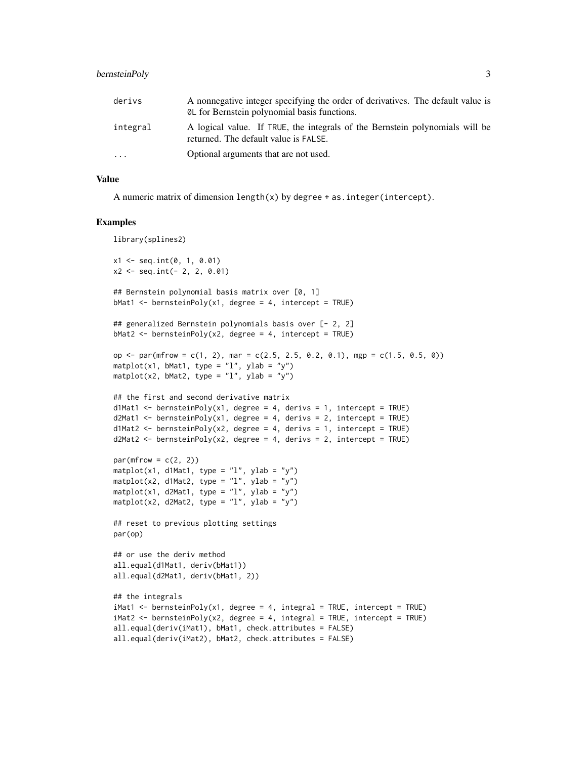| | |
|---|---|
| derivs | A nonnegative integer specifying the order of derivatives. The default value is 0L for Bernstein polynomial basis functions. |
| integral | A logical value. If TRUE, the integrals of the Bernstein polynomials will be returned. The default value is FALSE. |
| ... | Optional arguments that are not used. |

## Value

A numeric matrix of dimension length(x) by degree + as.integer(intercept).

## Examples

```
library(splines2)

x1 <- seq.int(0, 1, 0.01)
x2 <- seq.int(- 2, 2, 0.01)

## Bernstein polynomial basis matrix over [0, 1]
bMat1 <- bernsteinPoly(x1, degree = 4, intercept = TRUE)

## generalized Bernstein polynomials basis over [- 2, 2]
bMat2 <- bernsteinPoly(x2, degree = 4, intercept = TRUE)

op <- par(mfrow = c(1, 2), mar = c(2.5, 2.5, 0.2, 0.1), mgp = c(1.5, 0.5, 0))
matplot(x1, bMat1, type = "l", ylab = "y")
matplot(x2, bMat2, type = "l", ylab = "y")

## the first and second derivative matrix
d1Mat1 <- bernsteinPoly(x1, degree = 4, derivs = 1, intercept = TRUE)
d2Mat1 <- bernsteinPoly(x1, degree = 4, derivs = 2, intercept = TRUE)
d1Mat2 <- bernsteinPoly(x2, degree = 4, derivs = 1, intercept = TRUE)
d2Mat2 <- bernsteinPoly(x2, degree = 4, derivs = 2, intercept = TRUE)

par(mfrow = c(2, 2))
matplot(x1, d1Mat1, type = "l", ylab = "y")
matplot(x2, d1Mat2, type = "l", ylab = "y")
matplot(x1, d2Mat1, type = "l", ylab = "y")
matplot(x2, d2Mat2, type = "l", ylab = "y")

## reset to previous plotting settings
par(op)

## or use the deriv method
all.equal(d1Mat1, deriv(bMat1))
all.equal(d2Mat1, deriv(bMat1, 2))

## the integrals
iMat1 <- bernsteinPoly(x1, degree = 4, integral = TRUE, intercept = TRUE)
iMat2 <- bernsteinPoly(x2, degree = 4, integral = TRUE, intercept = TRUE)
all.equal(deriv(iMat1), bMat1, check.attributes = FALSE)
all.equal(deriv(iMat2), bMat2, check.attributes = FALSE)
```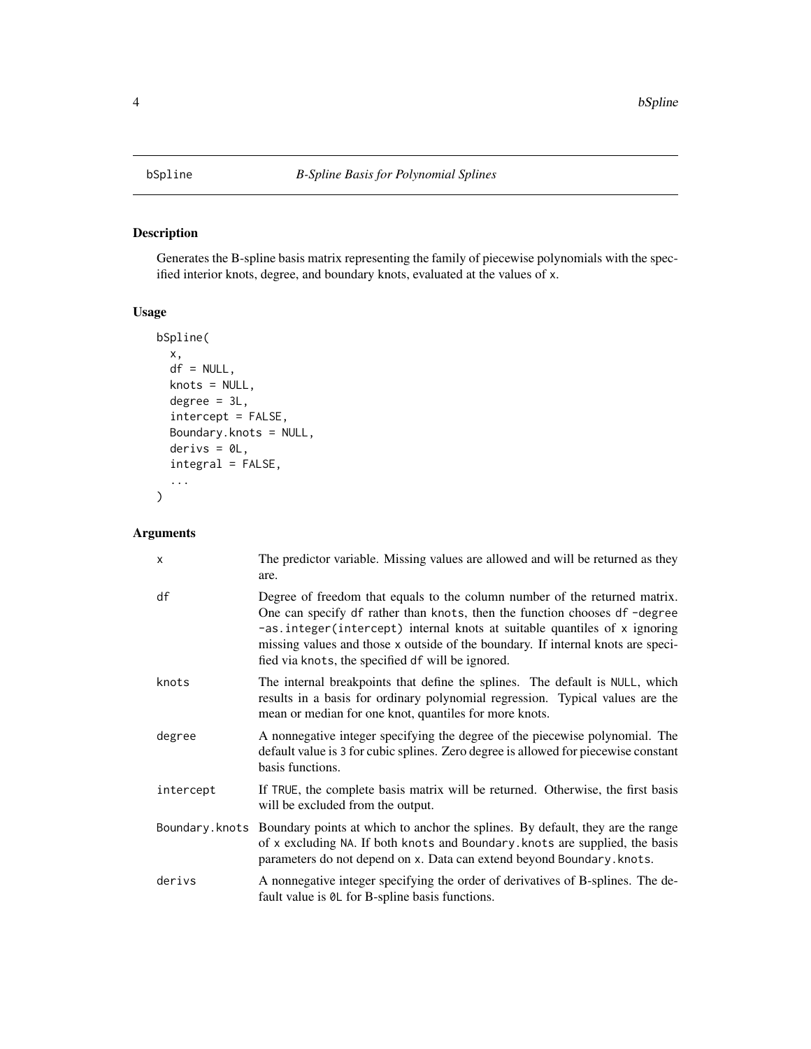bSpline *B-Spline Basis for Polynomial Splines*

## Description

Generates the B-spline basis matrix representing the family of piecewise polynomials with the specified interior knots, degree, and boundary knots, evaluated at the values of x.

## Usage

```
bSpline(
  x,
  df = NULL,
  knots = NULL,
  degree = 3L,
  intercept = FALSE,
  Boundary.knots = NULL,
  derivs = 0L,
  integral = FALSE,
  ...
)
```

## Arguments

| | |
|---|---|
| x | The predictor variable. Missing values are allowed and will be returned as they are. |
| df | Degree of freedom that equals to the column number of the returned matrix. One can specify df rather than knots, then the function chooses df -degree -as.integer(intercept) internal knots at suitable quantiles of x ignoring missing values and those x outside of the boundary. If internal knots are specified via knots, the specified df will be ignored. |
| knots | The internal breakpoints that define the splines. The default is NULL, which results in a basis for ordinary polynomial regression. Typical values are the mean or median for one knot, quantiles for more knots. |
| degree | A nonnegative integer specifying the degree of the piecewise polynomial. The default value is 3 for cubic splines. Zero degree is allowed for piecewise constant basis functions. |
| intercept | If TRUE, the complete basis matrix will be returned. Otherwise, the first basis will be excluded from the output. |
| Boundary.knots | Boundary points at which to anchor the splines. By default, they are the range of x excluding NA. If both knots and Boundary.knots are supplied, the basis parameters do not depend on x. Data can extend beyond Boundary.knots. |
| derivs | A nonnegative integer specifying the order of derivatives of B-splines. The default value is 0L for B-spline basis functions. |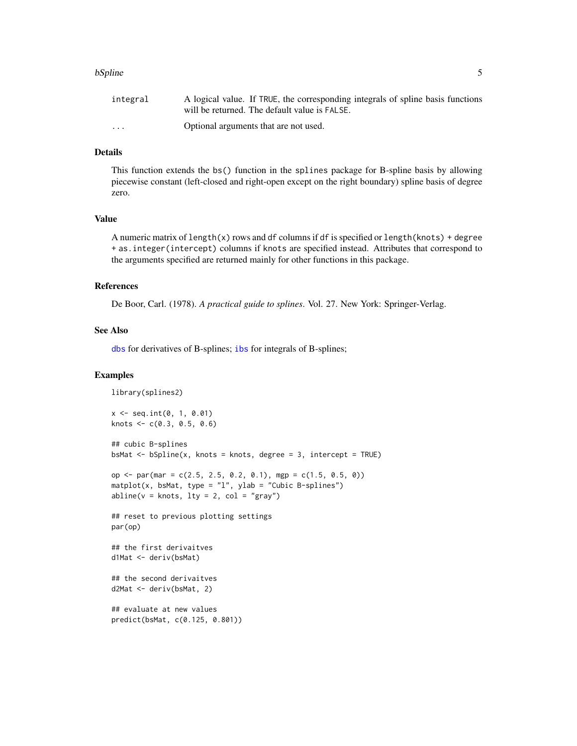| | |
|---|---|
| `integral` | A logical value. If `TRUE`, the corresponding integrals of spline basis functions will be returned. The default value is `FALSE`. |
| `...` | Optional arguments that are not used. |

## Details

This function extends the `bs()` function in the `splines` package for B-spline basis by allowing piecewise constant (left-closed and right-open except on the right boundary) spline basis of degree zero.

## Value

A numeric matrix of `length(x)` rows and `df` columns if `df` is specified or `length(knots) + degree + as.integer(intercept)` columns if `knots` are specified instead. Attributes that correspond to the arguments specified are returned mainly for other functions in this package.

## References

De Boor, Carl. (1978). *A practical guide to splines*. Vol. 27. New York: Springer-Verlag.

## See Also

`dbs` for derivatives of B-splines; `ibs` for integrals of B-splines;

## Examples

```
library(splines2)

x <- seq.int(0, 1, 0.01)
knots <- c(0.3, 0.5, 0.6)

## cubic B-splines
bsMat <- bSpline(x, knots = knots, degree = 3, intercept = TRUE)

op <- par(mar = c(2.5, 2.5, 0.2, 0.1), mgp = c(1.5, 0.5, 0))
matplot(x, bsMat, type = "l", ylab = "Cubic B-splines")
abline(v = knots, lty = 2, col = "gray")

## reset to previous plotting settings
par(op)

## the first derivaitves
d1Mat <- deriv(bsMat)

## the second derivaitves
d2Mat <- deriv(bsMat, 2)

## evaluate at new values
predict(bsMat, c(0.125, 0.801))
```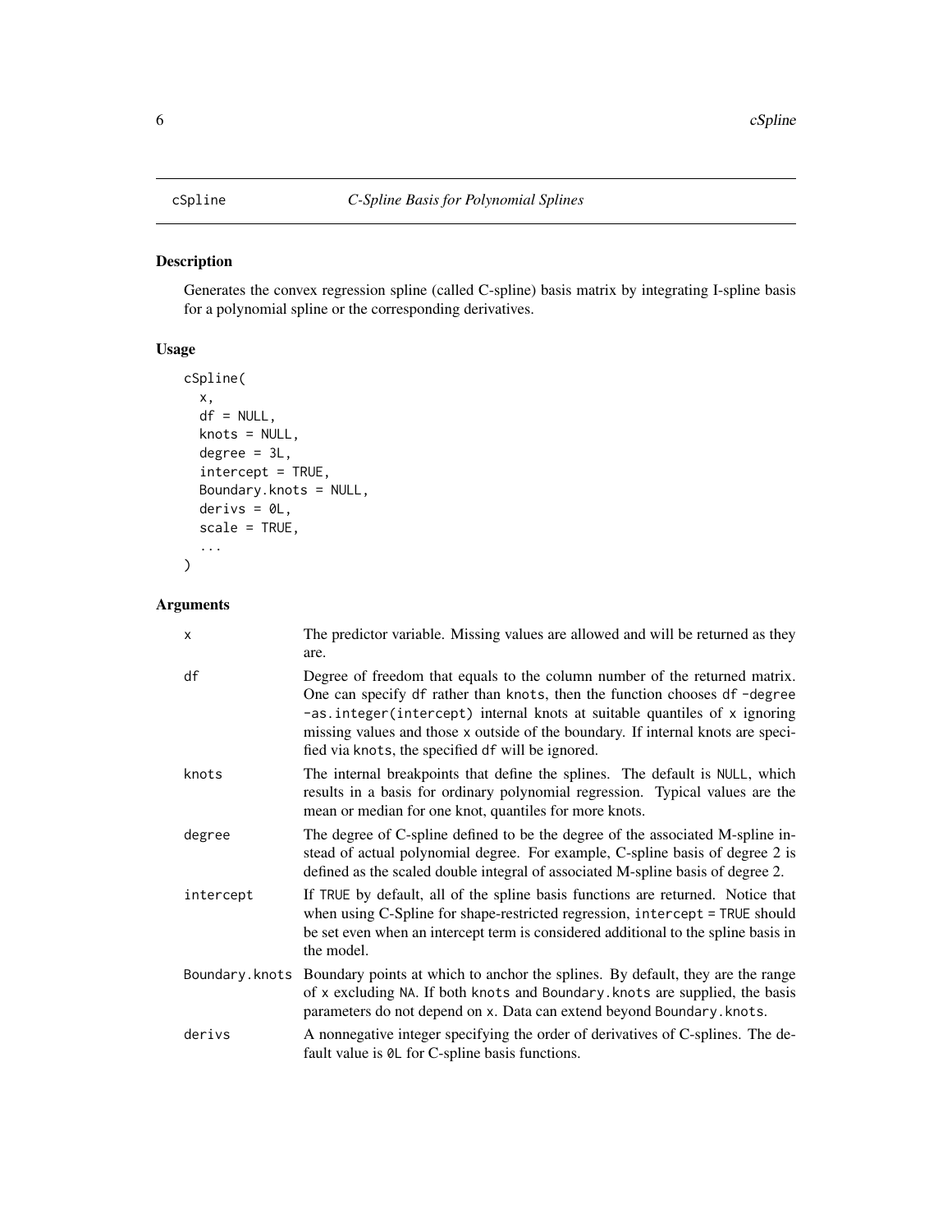# cSpline — *C-Spline Basis for Polynomial Splines*

## Description

Generates the convex regression spline (called C-spline) basis matrix by integrating I-spline basis for a polynomial spline or the corresponding derivatives.

## Usage

```
cSpline(
  x,
  df = NULL,
  knots = NULL,
  degree = 3L,
  intercept = TRUE,
  Boundary.knots = NULL,
  derivs = 0L,
  scale = TRUE,
  ...
)
```

## Arguments

| | |
|---|---|
| x | The predictor variable. Missing values are allowed and will be returned as they are. |
| df | Degree of freedom that equals to the column number of the returned matrix. One can specify df rather than knots, then the function chooses df -degree -as.integer(intercept) internal knots at suitable quantiles of x ignoring missing values and those x outside of the boundary. If internal knots are specified via knots, the specified df will be ignored. |
| knots | The internal breakpoints that define the splines. The default is NULL, which results in a basis for ordinary polynomial regression. Typical values are the mean or median for one knot, quantiles for more knots. |
| degree | The degree of C-spline defined to be the degree of the associated M-spline instead of actual polynomial degree. For example, C-spline basis of degree 2 is defined as the scaled double integral of associated M-spline basis of degree 2. |
| intercept | If TRUE by default, all of the spline basis functions are returned. Notice that when using C-Spline for shape-restricted regression, intercept = TRUE should be set even when an intercept term is considered additional to the spline basis in the model. |
| Boundary.knots | Boundary points at which to anchor the splines. By default, they are the range of x excluding NA. If both knots and Boundary.knots are supplied, the basis parameters do not depend on x. Data can extend beyond Boundary.knots. |
| derivs | A nonnegative integer specifying the order of derivatives of C-splines. The default value is 0L for C-spline basis functions. |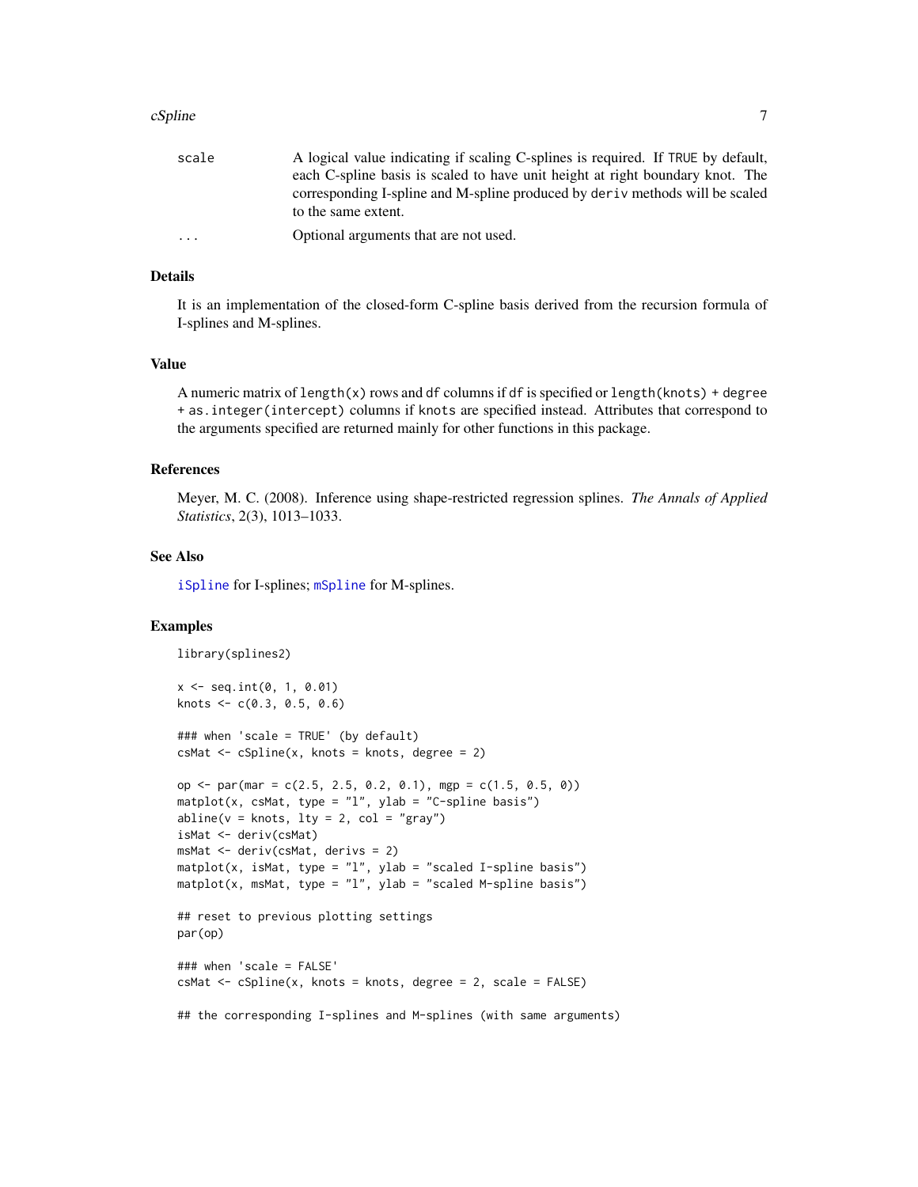| | |
|---|---|
| scale | A logical value indicating if scaling C-splines is required. If TRUE by default, each C-spline basis is scaled to have unit height at right boundary knot. The corresponding I-spline and M-spline produced by deriv methods will be scaled to the same extent. |
| ... | Optional arguments that are not used. |

## Details

It is an implementation of the closed-form C-spline basis derived from the recursion formula of I-splines and M-splines.

## Value

A numeric matrix of `length(x)` rows and `df` columns if `df` is specified or `length(knots) + degree + as.integer(intercept)` columns if `knots` are specified instead. Attributes that correspond to the arguments specified are returned mainly for other functions in this package.

## References

Meyer, M. C. (2008). Inference using shape-restricted regression splines. *The Annals of Applied Statistics*, 2(3), 1013–1033.

## See Also

`iSpline` for I-splines; `mSpline` for M-splines.

## Examples

```
library(splines2)

x <- seq.int(0, 1, 0.01)
knots <- c(0.3, 0.5, 0.6)

### when 'scale = TRUE' (by default)
csMat <- cSpline(x, knots = knots, degree = 2)

op <- par(mar = c(2.5, 2.5, 0.2, 0.1), mgp = c(1.5, 0.5, 0))
matplot(x, csMat, type = "l", ylab = "C-spline basis")
abline(v = knots, lty = 2, col = "gray")
isMat <- deriv(csMat)
msMat <- deriv(csMat, derivs = 2)
matplot(x, isMat, type = "l", ylab = "scaled I-spline basis")
matplot(x, msMat, type = "l", ylab = "scaled M-spline basis")

## reset to previous plotting settings
par(op)

### when 'scale = FALSE'
csMat <- cSpline(x, knots = knots, degree = 2, scale = FALSE)

## the corresponding I-splines and M-splines (with same arguments)
```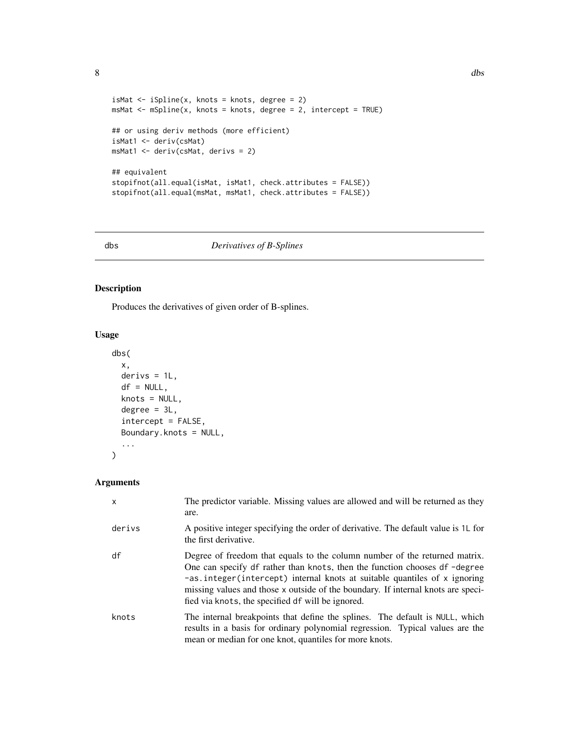```
isMat <- iSpline(x, knots = knots, degree = 2)
msMat <- mSpline(x, knots = knots, degree = 2, intercept = TRUE)

## or using deriv methods (more efficient)
isMat1 <- deriv(csMat)
msMat1 <- deriv(csMat, derivs = 2)

## equivalent
stopifnot(all.equal(isMat, isMat1, check.attributes = FALSE))
stopifnot(all.equal(msMat, msMat1, check.attributes = FALSE))
```

---

## dbs — *Derivatives of B-Splines*

### Description

Produces the derivatives of given order of B-splines.

### Usage

```
dbs(
  x,
  derivs = 1L,
  df = NULL,
  knots = NULL,
  degree = 3L,
  intercept = FALSE,
  Boundary.knots = NULL,
  ...
)
```

### Arguments

| | |
|---|---|
| x | The predictor variable. Missing values are allowed and will be returned as they are. |
| derivs | A positive integer specifying the order of derivative. The default value is 1L for the first derivative. |
| df | Degree of freedom that equals to the column number of the returned matrix. One can specify df rather than knots, then the function chooses df -degree -as.integer(intercept) internal knots at suitable quantiles of x ignoring missing values and those x outside of the boundary. If internal knots are specified via knots, the specified df will be ignored. |
| knots | The internal breakpoints that define the splines. The default is NULL, which results in a basis for ordinary polynomial regression. Typical values are the mean or median for one knot, quantiles for more knots. |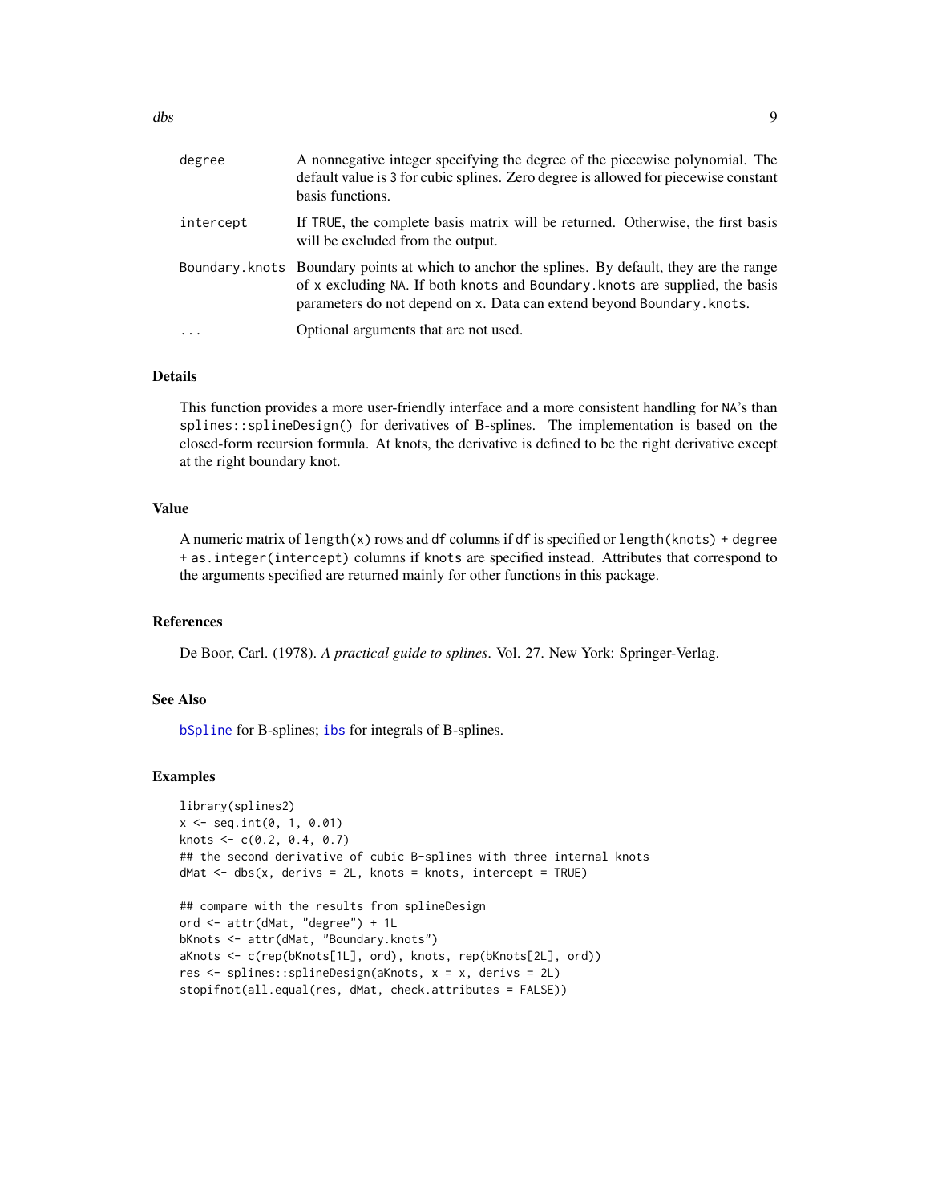| | |
|---|---|
| degree | A nonnegative integer specifying the degree of the piecewise polynomial. The default value is 3 for cubic splines. Zero degree is allowed for piecewise constant basis functions. |
| intercept | If TRUE, the complete basis matrix will be returned. Otherwise, the first basis will be excluded from the output. |
| Boundary.knots | Boundary points at which to anchor the splines. By default, they are the range of x excluding NA. If both knots and Boundary.knots are supplied, the basis parameters do not depend on x. Data can extend beyond Boundary.knots. |
| ... | Optional arguments that are not used. |

## Details

This function provides a more user-friendly interface and a more consistent handling for NA's than splines::splineDesign() for derivatives of B-splines. The implementation is based on the closed-form recursion formula. At knots, the derivative is defined to be the right derivative except at the right boundary knot.

## Value

A numeric matrix of length(x) rows and df columns if df is specified or length(knots) + degree + as.integer(intercept) columns if knots are specified instead. Attributes that correspond to the arguments specified are returned mainly for other functions in this package.

## References

De Boor, Carl. (1978). *A practical guide to splines*. Vol. 27. New York: Springer-Verlag.

## See Also

bSpline for B-splines; ibs for integrals of B-splines.

## Examples

```
library(splines2)
x <- seq.int(0, 1, 0.01)
knots <- c(0.2, 0.4, 0.7)
## the second derivative of cubic B-splines with three internal knots
dMat <- dbs(x, derivs = 2L, knots = knots, intercept = TRUE)

## compare with the results from splineDesign
ord <- attr(dMat, "degree") + 1L
bKnots <- attr(dMat, "Boundary.knots")
aKnots <- c(rep(bKnots[1L], ord), knots, rep(bKnots[2L], ord))
res <- splines::splineDesign(aKnots, x = x, derivs = 2L)
stopifnot(all.equal(res, dMat, check.attributes = FALSE))
```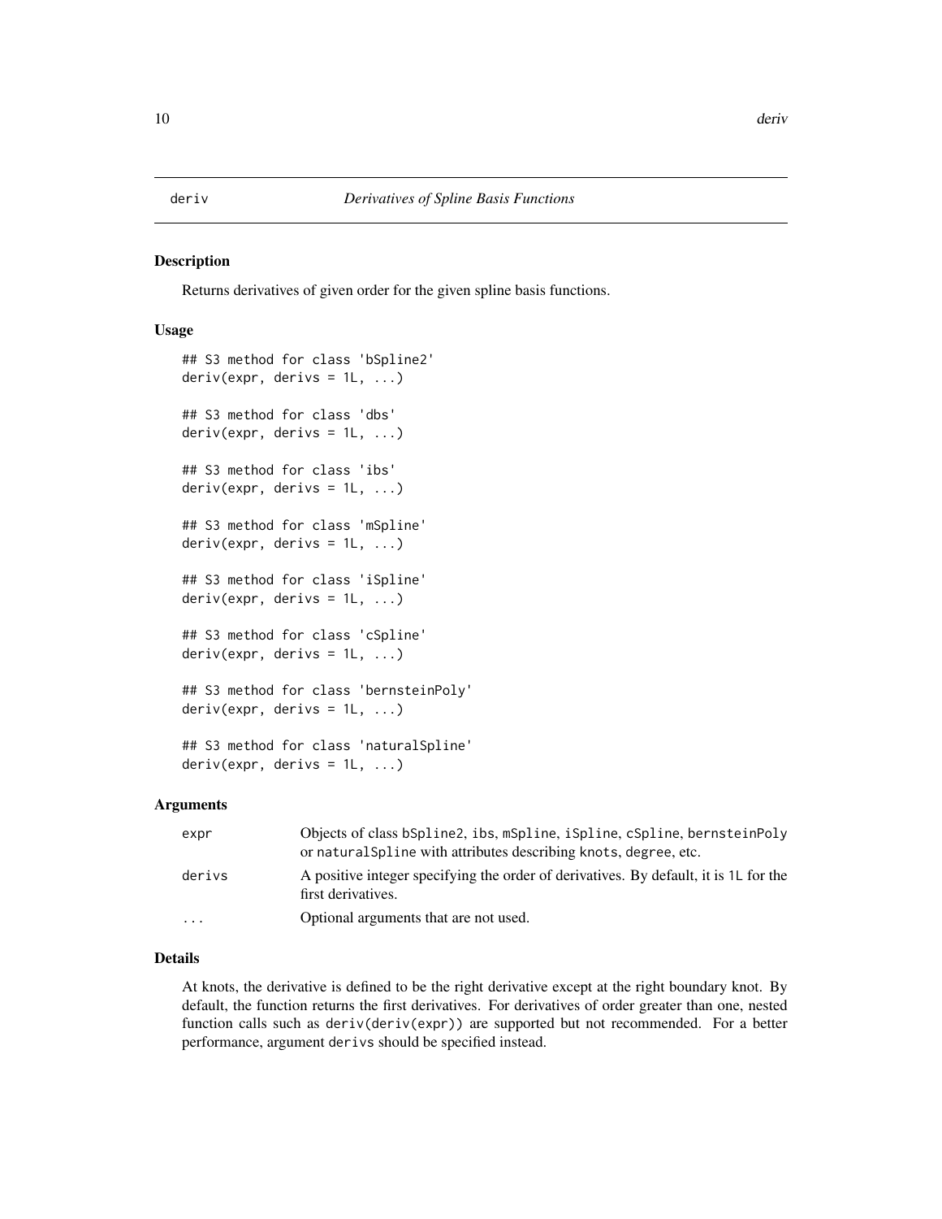# deriv — *Derivatives of Spline Basis Functions*

## Description

Returns derivatives of given order for the given spline basis functions.

## Usage

```
## S3 method for class 'bSpline2'
deriv(expr, derivs = 1L, ...)

## S3 method for class 'dbs'
deriv(expr, derivs = 1L, ...)

## S3 method for class 'ibs'
deriv(expr, derivs = 1L, ...)

## S3 method for class 'mSpline'
deriv(expr, derivs = 1L, ...)

## S3 method for class 'iSpline'
deriv(expr, derivs = 1L, ...)

## S3 method for class 'cSpline'
deriv(expr, derivs = 1L, ...)

## S3 method for class 'bernsteinPoly'
deriv(expr, derivs = 1L, ...)

## S3 method for class 'naturalSpline'
deriv(expr, derivs = 1L, ...)
```

## Arguments

| | |
|---|---|
| `expr` | Objects of class `bSpline2`, `ibs`, `mSpline`, `iSpline`, `cSpline`, `bernsteinPoly` or `naturalSpline` with attributes describing `knots`, `degree`, etc. |
| `derivs` | A positive integer specifying the order of derivatives. By default, it is `1L` for the first derivatives. |
| `...` | Optional arguments that are not used. |

## Details

At knots, the derivative is defined to be the right derivative except at the right boundary knot. By default, the function returns the first derivatives. For derivatives of order greater than one, nested function calls such as `deriv(deriv(expr))` are supported but not recommended. For a better performance, argument `derivs` should be specified instead.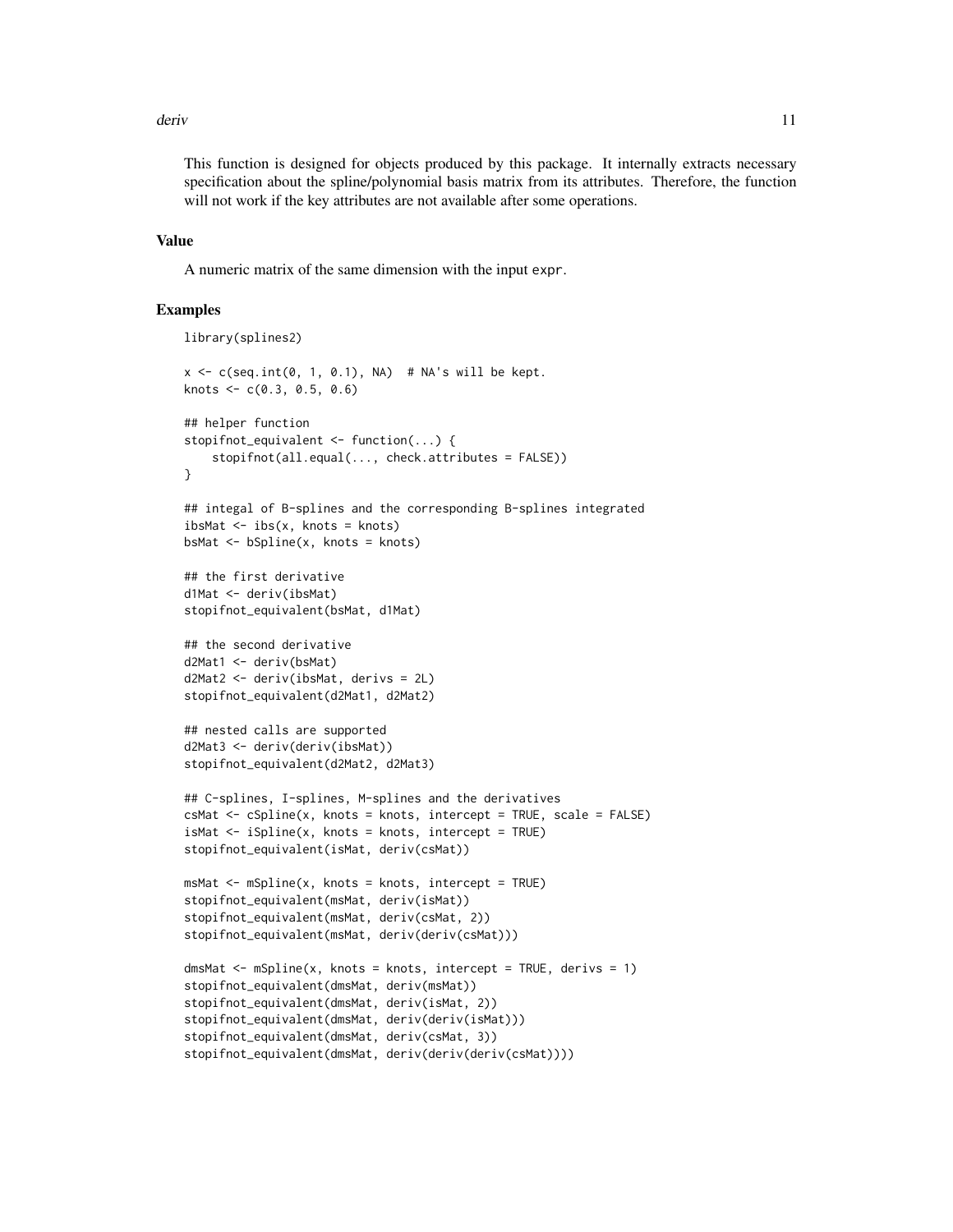This function is designed for objects produced by this package. It internally extracts necessary specification about the spline/polynomial basis matrix from its attributes. Therefore, the function will not work if the key attributes are not available after some operations.

## Value

A numeric matrix of the same dimension with the input `expr`.

## Examples

```
library(splines2)

x <- c(seq.int(0, 1, 0.1), NA)  # NA's will be kept.
knots <- c(0.3, 0.5, 0.6)

## helper function
stopifnot_equivalent <- function(...) {
    stopifnot(all.equal(..., check.attributes = FALSE))
}

## integal of B-splines and the corresponding B-splines integrated
ibsMat <- ibs(x, knots = knots)
bsMat <- bSpline(x, knots = knots)

## the first derivative
d1Mat <- deriv(ibsMat)
stopifnot_equivalent(bsMat, d1Mat)

## the second derivative
d2Mat1 <- deriv(bsMat)
d2Mat2 <- deriv(ibsMat, derivs = 2L)
stopifnot_equivalent(d2Mat1, d2Mat2)

## nested calls are supported
d2Mat3 <- deriv(deriv(ibsMat))
stopifnot_equivalent(d2Mat2, d2Mat3)

## C-splines, I-splines, M-splines and the derivatives
csMat <- cSpline(x, knots = knots, intercept = TRUE, scale = FALSE)
isMat <- iSpline(x, knots = knots, intercept = TRUE)
stopifnot_equivalent(isMat, deriv(csMat))

msMat <- mSpline(x, knots = knots, intercept = TRUE)
stopifnot_equivalent(msMat, deriv(isMat))
stopifnot_equivalent(msMat, deriv(csMat, 2))
stopifnot_equivalent(msMat, deriv(deriv(csMat)))

dmsMat <- mSpline(x, knots = knots, intercept = TRUE, derivs = 1)
stopifnot_equivalent(dmsMat, deriv(msMat))
stopifnot_equivalent(dmsMat, deriv(isMat, 2))
stopifnot_equivalent(dmsMat, deriv(deriv(isMat)))
stopifnot_equivalent(dmsMat, deriv(csMat, 3))
stopifnot_equivalent(dmsMat, deriv(deriv(deriv(csMat))))
```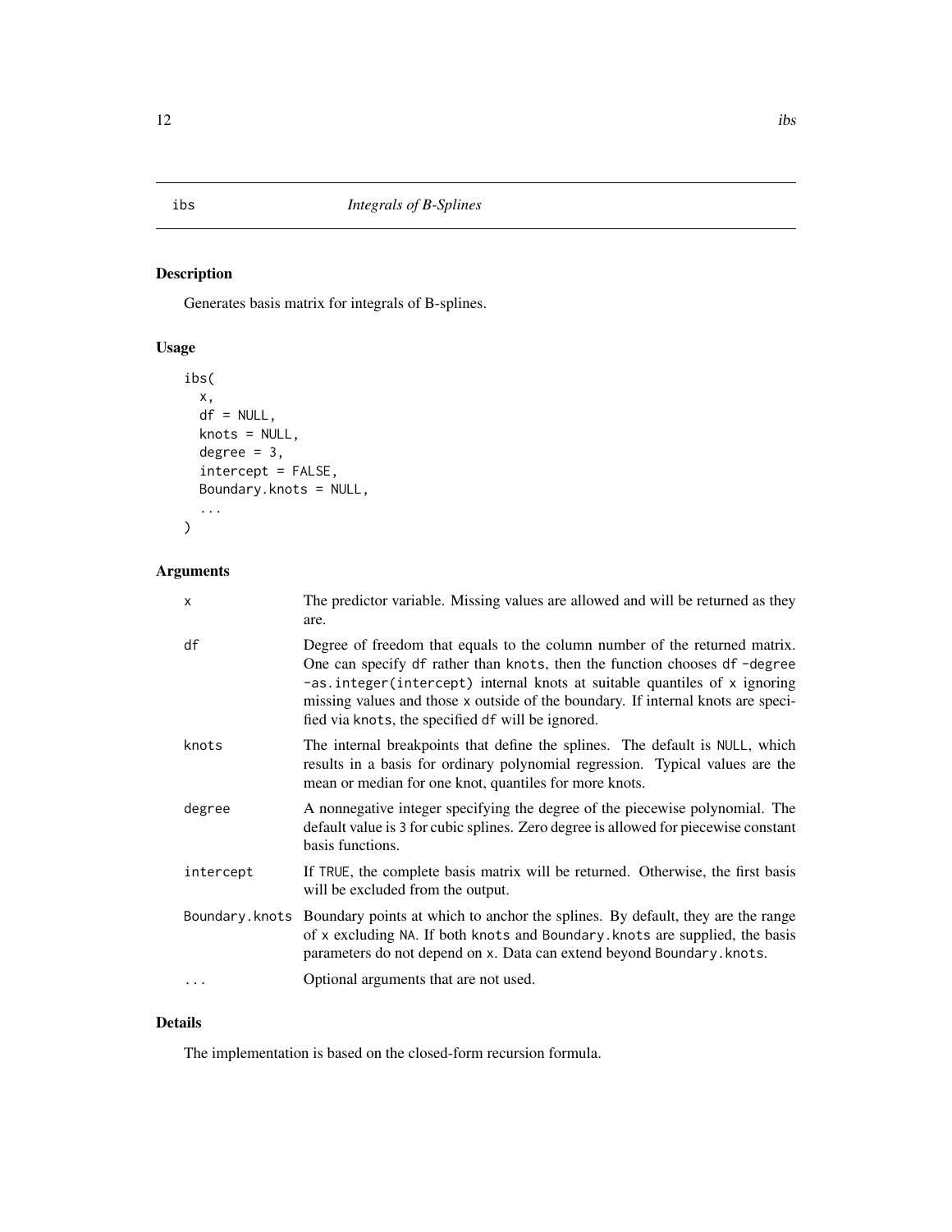# ibs — *Integrals of B-Splines*

## Description

Generates basis matrix for integrals of B-splines.

## Usage

```
ibs(
  x,
  df = NULL,
  knots = NULL,
  degree = 3,
  intercept = FALSE,
  Boundary.knots = NULL,
  ...
)
```

## Arguments

| | |
|---|---|
| `x` | The predictor variable. Missing values are allowed and will be returned as they are. |
| `df` | Degree of freedom that equals to the column number of the returned matrix. One can specify `df` rather than `knots`, then the function chooses `df -degree -as.integer(intercept)` internal knots at suitable quantiles of `x` ignoring missing values and those `x` outside of the boundary. If internal knots are specified via `knots`, the specified `df` will be ignored. |
| `knots` | The internal breakpoints that define the splines. The default is `NULL`, which results in a basis for ordinary polynomial regression. Typical values are the mean or median for one knot, quantiles for more knots. |
| `degree` | A nonnegative integer specifying the degree of the piecewise polynomial. The default value is `3` for cubic splines. Zero degree is allowed for piecewise constant basis functions. |
| `intercept` | If `TRUE`, the complete basis matrix will be returned. Otherwise, the first basis will be excluded from the output. |
| `Boundary.knots` | Boundary points at which to anchor the splines. By default, they are the range of `x` excluding `NA`. If both `knots` and `Boundary.knots` are supplied, the basis parameters do not depend on `x`. Data can extend beyond `Boundary.knots`. |
| `...` | Optional arguments that are not used. |

## Details

The implementation is based on the closed-form recursion formula.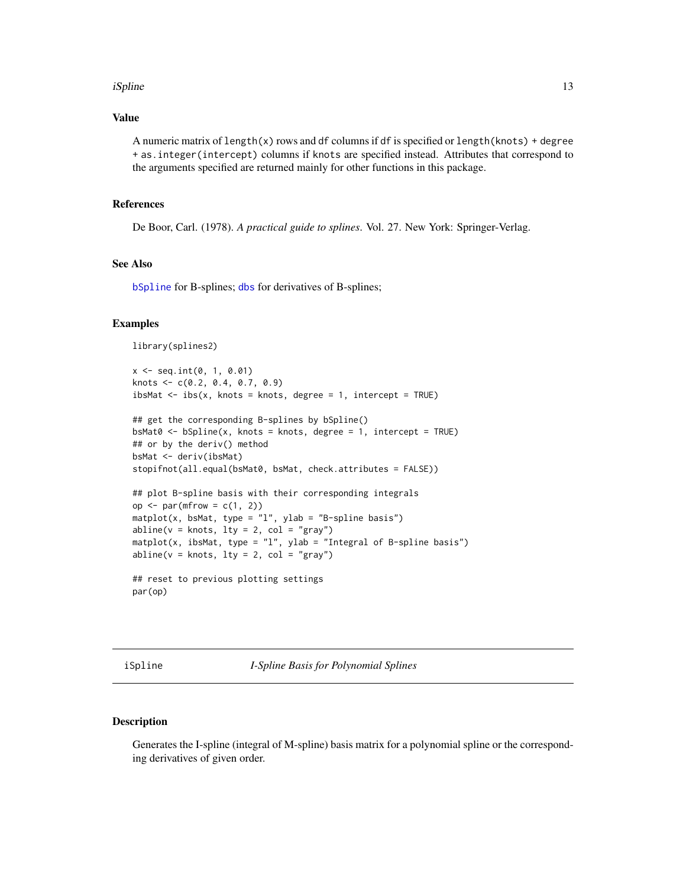## Value

A numeric matrix of `length(x)` rows and `df` columns if `df` is specified or `length(knots) + degree + as.integer(intercept)` columns if `knots` are specified instead. Attributes that correspond to the arguments specified are returned mainly for other functions in this package.

## References

De Boor, Carl. (1978). *A practical guide to splines*. Vol. 27. New York: Springer-Verlag.

## See Also

`bSpline` for B-splines; `dbs` for derivatives of B-splines;

## Examples

```
library(splines2)

x <- seq.int(0, 1, 0.01)
knots <- c(0.2, 0.4, 0.7, 0.9)
ibsMat <- ibs(x, knots = knots, degree = 1, intercept = TRUE)

## get the corresponding B-splines by bSpline()
bsMat0 <- bSpline(x, knots = knots, degree = 1, intercept = TRUE)
## or by the deriv() method
bsMat <- deriv(ibsMat)
stopifnot(all.equal(bsMat0, bsMat, check.attributes = FALSE))

## plot B-spline basis with their corresponding integrals
op <- par(mfrow = c(1, 2))
matplot(x, bsMat, type = "l", ylab = "B-spline basis")
abline(v = knots, lty = 2, col = "gray")
matplot(x, ibsMat, type = "l", ylab = "Integral of B-spline basis")
abline(v = knots, lty = 2, col = "gray")

## reset to previous plotting settings
par(op)
```

---

# iSpline — *I-Spline Basis for Polynomial Splines*

## Description

Generates the I-spline (integral of M-spline) basis matrix for a polynomial spline or the corresponding derivatives of given order.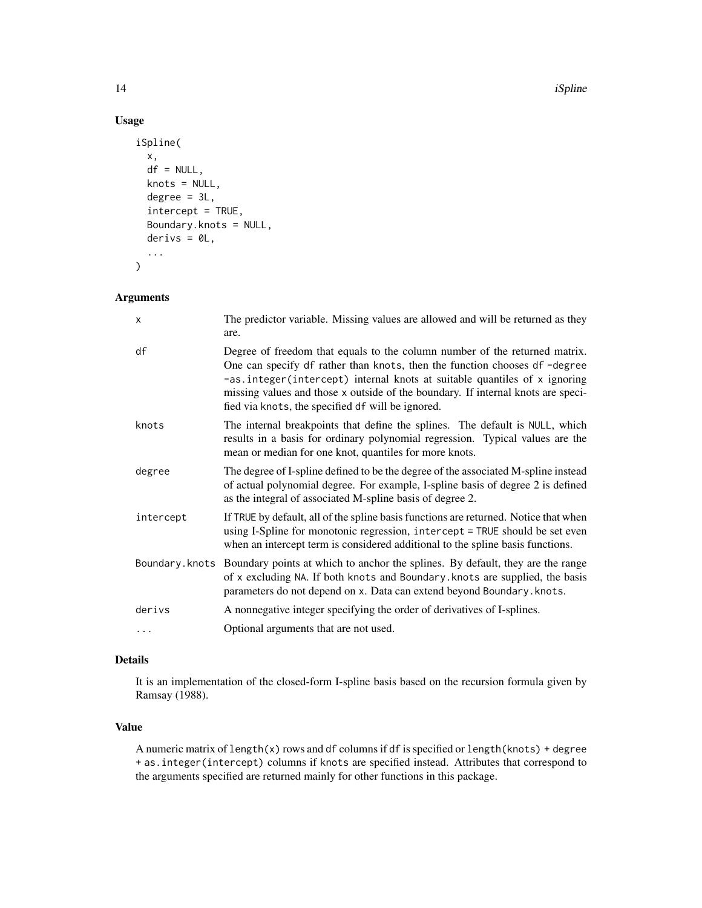## Usage

```
iSpline(
  x,
  df = NULL,
  knots = NULL,
  degree = 3L,
  intercept = TRUE,
  Boundary.knots = NULL,
  derivs = 0L,
  ...
)
```

## Arguments

| | |
|---|---|
| x | The predictor variable. Missing values are allowed and will be returned as they are. |
| df | Degree of freedom that equals to the column number of the returned matrix. One can specify df rather than knots, then the function chooses df -degree -as.integer(intercept) internal knots at suitable quantiles of x ignoring missing values and those x outside of the boundary. If internal knots are specified via knots, the specified df will be ignored. |
| knots | The internal breakpoints that define the splines. The default is NULL, which results in a basis for ordinary polynomial regression. Typical values are the mean or median for one knot, quantiles for more knots. |
| degree | The degree of I-spline defined to be the degree of the associated M-spline instead of actual polynomial degree. For example, I-spline basis of degree 2 is defined as the integral of associated M-spline basis of degree 2. |
| intercept | If TRUE by default, all of the spline basis functions are returned. Notice that when using I-Spline for monotonic regression, intercept = TRUE should be set even when an intercept term is considered additional to the spline basis functions. |
| Boundary.knots | Boundary points at which to anchor the splines. By default, they are the range of x excluding NA. If both knots and Boundary.knots are supplied, the basis parameters do not depend on x. Data can extend beyond Boundary.knots. |
| derivs | A nonnegative integer specifying the order of derivatives of I-splines. |
| ... | Optional arguments that are not used. |

## Details

It is an implementation of the closed-form I-spline basis based on the recursion formula given by Ramsay (1988).

## Value

A numeric matrix of length(x) rows and df columns if df is specified or length(knots) + degree + as.integer(intercept) columns if knots are specified instead. Attributes that correspond to the arguments specified are returned mainly for other functions in this package.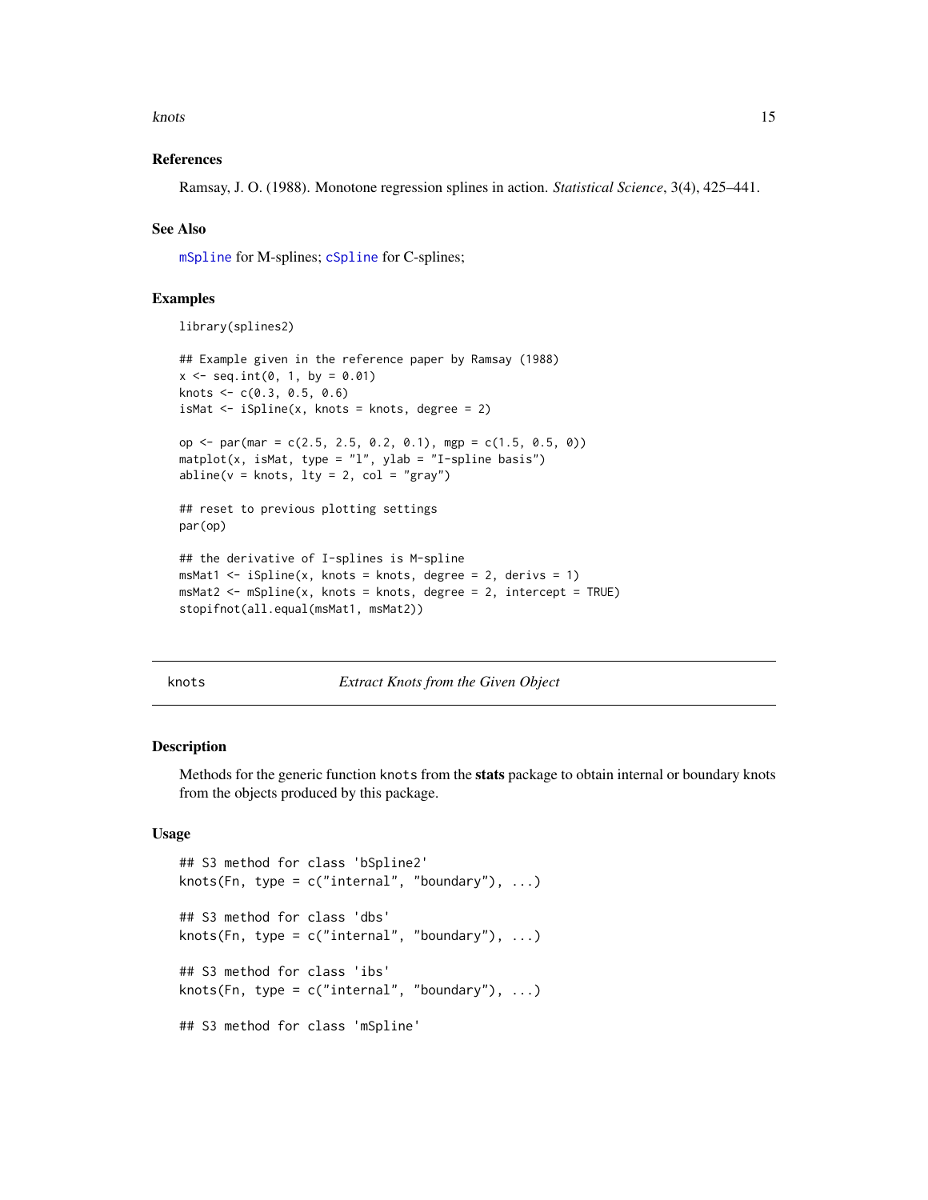### References

Ramsay, J. O. (1988). Monotone regression splines in action. *Statistical Science*, 3(4), 425–441.

### See Also

`mSpline` for M-splines; `cSpline` for C-splines;

### Examples

```
library(splines2)

## Example given in the reference paper by Ramsay (1988)
x <- seq.int(0, 1, by = 0.01)
knots <- c(0.3, 0.5, 0.6)
isMat <- iSpline(x, knots = knots, degree = 2)

op <- par(mar = c(2.5, 2.5, 0.2, 0.1), mgp = c(1.5, 0.5, 0))
matplot(x, isMat, type = "l", ylab = "I-spline basis")
abline(v = knots, lty = 2, col = "gray")

## reset to previous plotting settings
par(op)

## the derivative of I-splines is M-spline
msMat1 <- iSpline(x, knots = knots, degree = 2, derivs = 1)
msMat2 <- mSpline(x, knots = knots, degree = 2, intercept = TRUE)
stopifnot(all.equal(msMat1, msMat2))
```

---

## knots — *Extract Knots from the Given Object*

### Description

Methods for the generic function `knots` from the **stats** package to obtain internal or boundary knots from the objects produced by this package.

### Usage

```
## S3 method for class 'bSpline2'
knots(Fn, type = c("internal", "boundary"), ...)

## S3 method for class 'dbs'
knots(Fn, type = c("internal", "boundary"), ...)

## S3 method for class 'ibs'
knots(Fn, type = c("internal", "boundary"), ...)

## S3 method for class 'mSpline'
```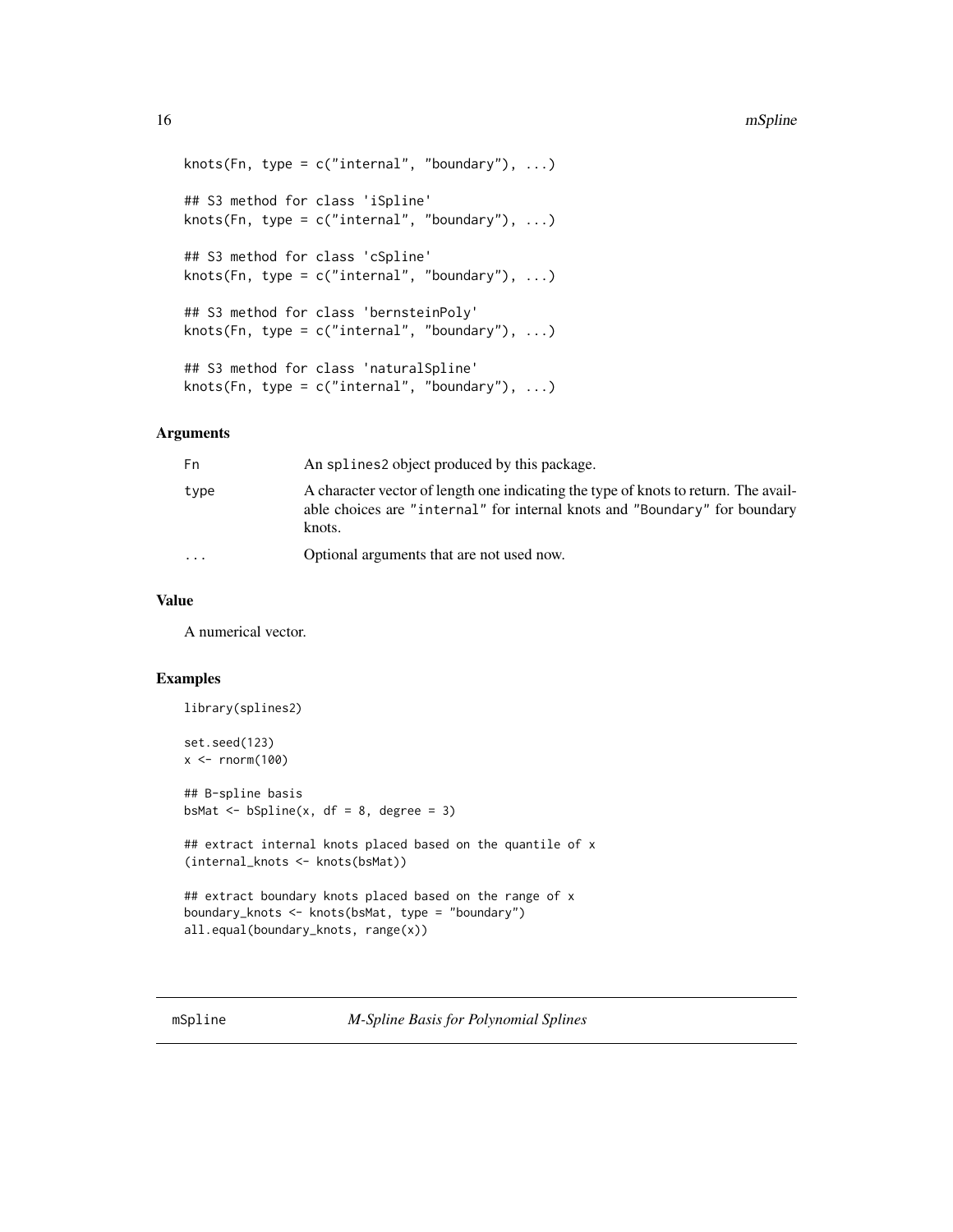```
knots(Fn, type = c("internal", "boundary"), ...)

## S3 method for class 'iSpline'
knots(Fn, type = c("internal", "boundary"), ...)

## S3 method for class 'cSpline'
knots(Fn, type = c("internal", "boundary"), ...)

## S3 method for class 'bernsteinPoly'
knots(Fn, type = c("internal", "boundary"), ...)

## S3 method for class 'naturalSpline'
knots(Fn, type = c("internal", "boundary"), ...)
```

### Arguments

| | |
|---|---|
| `Fn` | An `splines2` object produced by this package. |
| `type` | A character vector of length one indicating the type of knots to return. The available choices are `"internal"` for internal knots and `"Boundary"` for boundary knots. |
| `...` | Optional arguments that are not used now. |

### Value

A numerical vector.

### Examples

```
library(splines2)

set.seed(123)
x <- rnorm(100)

## B-spline basis
bsMat <- bSpline(x, df = 8, degree = 3)

## extract internal knots placed based on the quantile of x
(internal_knots <- knots(bsMat))

## extract boundary knots placed based on the range of x
boundary_knots <- knots(bsMat, type = "boundary")
all.equal(boundary_knots, range(x))
```

## mSpline — *M-Spline Basis for Polynomial Splines*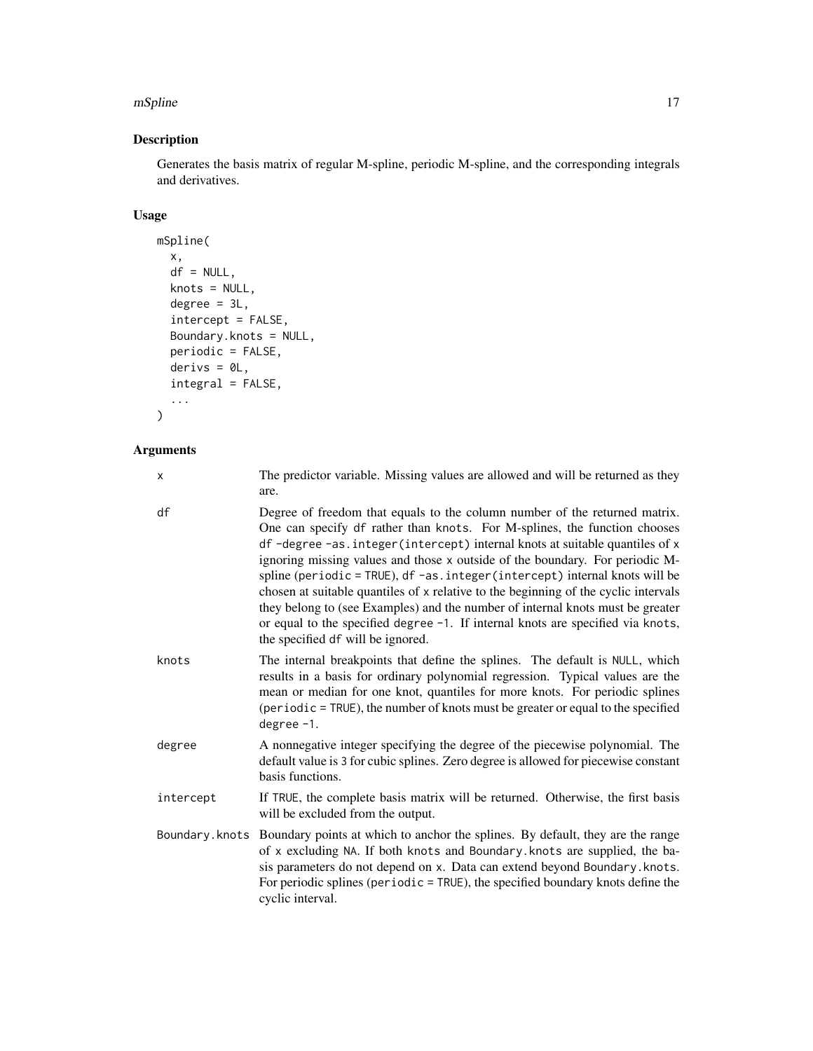## Description

Generates the basis matrix of regular M-spline, periodic M-spline, and the corresponding integrals and derivatives.

## Usage

```
mSpline(
  x,
  df = NULL,
  knots = NULL,
  degree = 3L,
  intercept = FALSE,
  Boundary.knots = NULL,
  periodic = FALSE,
  derivs = 0L,
  integral = FALSE,
  ...
)
```

## Arguments

| | |
|---|---|
| `x` | The predictor variable. Missing values are allowed and will be returned as they are. |
| `df` | Degree of freedom that equals to the column number of the returned matrix. One can specify `df` rather than `knots`. For M-splines, the function chooses `df -degree -as.integer(intercept)` internal knots at suitable quantiles of `x` ignoring missing values and those `x` outside of the boundary. For periodic M-spline (`periodic = TRUE`), `df -as.integer(intercept)` internal knots will be chosen at suitable quantiles of `x` relative to the beginning of the cyclic intervals they belong to (see Examples) and the number of internal knots must be greater or equal to the specified `degree -1`. If internal knots are specified via `knots`, the specified `df` will be ignored. |
| `knots` | The internal breakpoints that define the splines. The default is `NULL`, which results in a basis for ordinary polynomial regression. Typical values are the mean or median for one knot, quantiles for more knots. For periodic splines (`periodic = TRUE`), the number of knots must be greater or equal to the specified `degree -1`. |
| `degree` | A nonnegative integer specifying the degree of the piecewise polynomial. The default value is `3` for cubic splines. Zero degree is allowed for piecewise constant basis functions. |
| `intercept` | If `TRUE`, the complete basis matrix will be returned. Otherwise, the first basis will be excluded from the output. |
| `Boundary.knots` | Boundary points at which to anchor the splines. By default, they are the range of `x` excluding `NA`. If both `knots` and `Boundary.knots` are supplied, the basis parameters do not depend on `x`. Data can extend beyond `Boundary.knots`. For periodic splines (`periodic = TRUE`), the specified boundary knots define the cyclic interval. |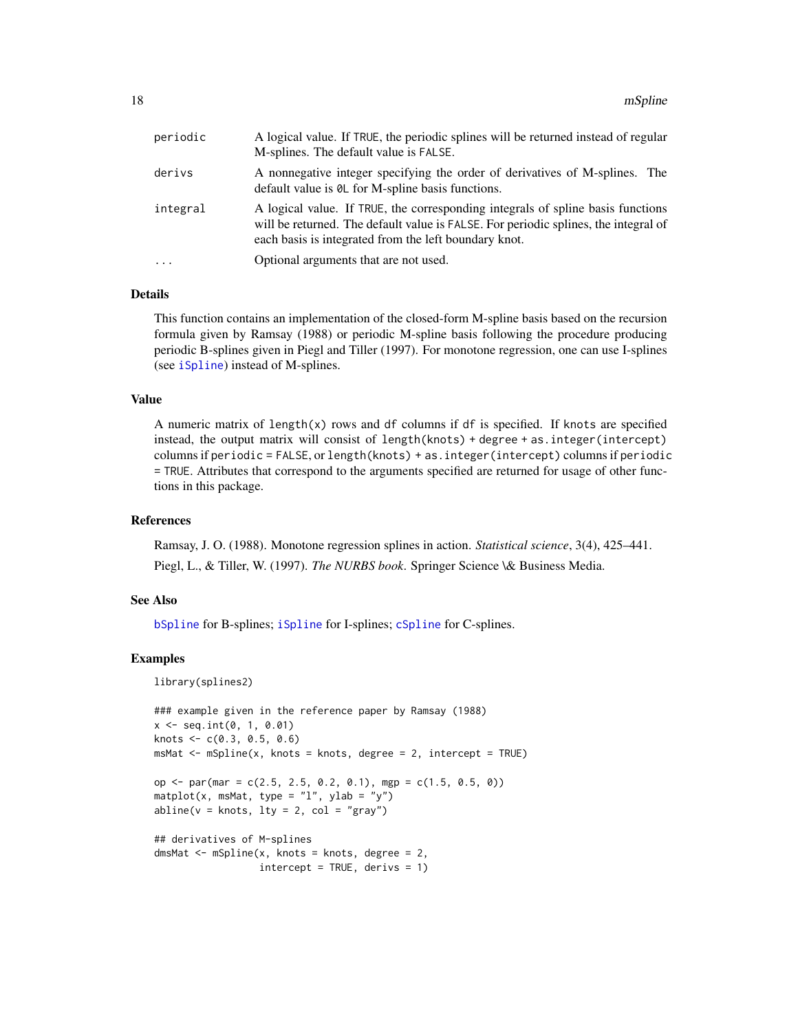| | |
|---|---|
| periodic | A logical value. If TRUE, the periodic splines will be returned instead of regular M-splines. The default value is FALSE. |
| derivs | A nonnegative integer specifying the order of derivatives of M-splines. The default value is 0L for M-spline basis functions. |
| integral | A logical value. If TRUE, the corresponding integrals of spline basis functions will be returned. The default value is FALSE. For periodic splines, the integral of each basis is integrated from the left boundary knot. |
| ... | Optional arguments that are not used. |

### Details

This function contains an implementation of the closed-form M-spline basis based on the recursion formula given by Ramsay (1988) or periodic M-spline basis following the procedure producing periodic B-splines given in Piegl and Tiller (1997). For monotone regression, one can use I-splines (see iSpline) instead of M-splines.

### Value

A numeric matrix of length(x) rows and df columns if df is specified. If knots are specified instead, the output matrix will consist of length(knots) + degree + as.integer(intercept) columns if periodic = FALSE, or length(knots) + as.integer(intercept) columns if periodic = TRUE. Attributes that correspond to the arguments specified are returned for usage of other functions in this package.

### References

Ramsay, J. O. (1988). Monotone regression splines in action. *Statistical science*, 3(4), 425–441.

Piegl, L., & Tiller, W. (1997). *The NURBS book*. Springer Science \& Business Media.

### See Also

bSpline for B-splines; iSpline for I-splines; cSpline for C-splines.

### Examples

```
library(splines2)

### example given in the reference paper by Ramsay (1988)
x <- seq.int(0, 1, 0.01)
knots <- c(0.3, 0.5, 0.6)
msMat <- mSpline(x, knots = knots, degree = 2, intercept = TRUE)

op <- par(mar = c(2.5, 2.5, 0.2, 0.1), mgp = c(1.5, 0.5, 0))
matplot(x, msMat, type = "l", ylab = "y")
abline(v = knots, lty = 2, col = "gray")

## derivatives of M-splines
dmsMat <- mSpline(x, knots = knots, degree = 2,
                  intercept = TRUE, derivs = 1)
```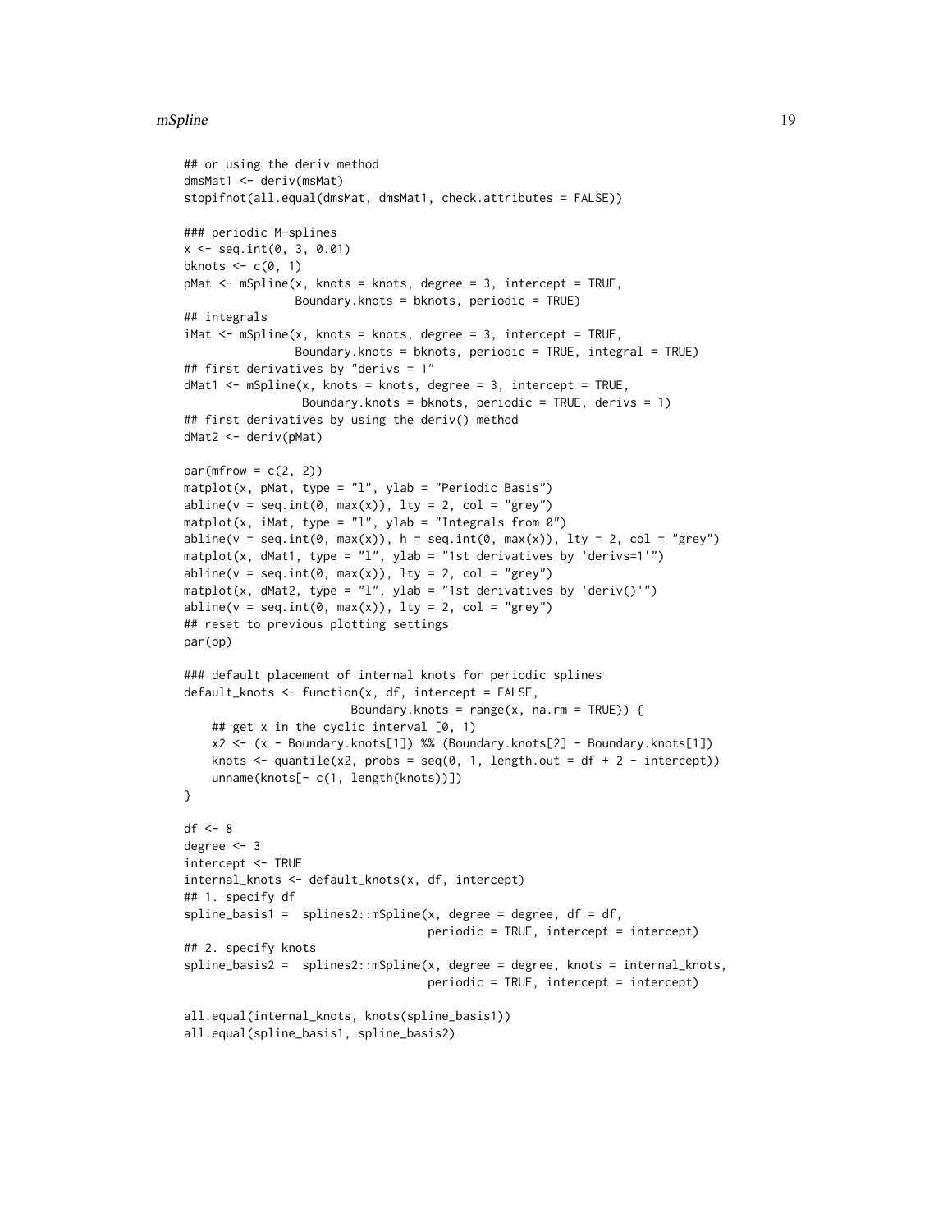```
## or using the deriv method
dmsMat1 <- deriv(msMat)
stopifnot(all.equal(dmsMat, dmsMat1, check.attributes = FALSE))

### periodic M-splines
x <- seq.int(0, 3, 0.01)
bknots <- c(0, 1)
pMat <- mSpline(x, knots = knots, degree = 3, intercept = TRUE,
                Boundary.knots = bknots, periodic = TRUE)
## integrals
iMat <- mSpline(x, knots = knots, degree = 3, intercept = TRUE,
                Boundary.knots = bknots, periodic = TRUE, integral = TRUE)
## first derivatives by "derivs = 1"
dMat1 <- mSpline(x, knots = knots, degree = 3, intercept = TRUE,
                 Boundary.knots = bknots, periodic = TRUE, derivs = 1)
## first derivatives by using the deriv() method
dMat2 <- deriv(pMat)

par(mfrow = c(2, 2))
matplot(x, pMat, type = "l", ylab = "Periodic Basis")
abline(v = seq.int(0, max(x)), lty = 2, col = "grey")
matplot(x, iMat, type = "l", ylab = "Integrals from 0")
abline(v = seq.int(0, max(x)), h = seq.int(0, max(x)), lty = 2, col = "grey")
matplot(x, dMat1, type = "l", ylab = "1st derivatives by 'derivs=1'")
abline(v = seq.int(0, max(x)), lty = 2, col = "grey")
matplot(x, dMat2, type = "l", ylab = "1st derivatives by 'deriv()'")
abline(v = seq.int(0, max(x)), lty = 2, col = "grey")
## reset to previous plotting settings
par(op)

### default placement of internal knots for periodic splines
default_knots <- function(x, df, intercept = FALSE,
                        Boundary.knots = range(x, na.rm = TRUE)) {
    ## get x in the cyclic interval [0, 1)
    x2 <- (x - Boundary.knots[1]) %% (Boundary.knots[2] - Boundary.knots[1])
    knots <- quantile(x2, probs = seq(0, 1, length.out = df + 2 - intercept))
    unname(knots[- c(1, length(knots))])
}

df <- 8
degree <- 3
intercept <- TRUE
internal_knots <- default_knots(x, df, intercept)
## 1. specify df
spline_basis1 =  splines2::mSpline(x, degree = degree, df = df,
                                   periodic = TRUE, intercept = intercept)
## 2. specify knots
spline_basis2 =  splines2::mSpline(x, degree = degree, knots = internal_knots,
                                   periodic = TRUE, intercept = intercept)

all.equal(internal_knots, knots(spline_basis1))
all.equal(spline_basis1, spline_basis2)
```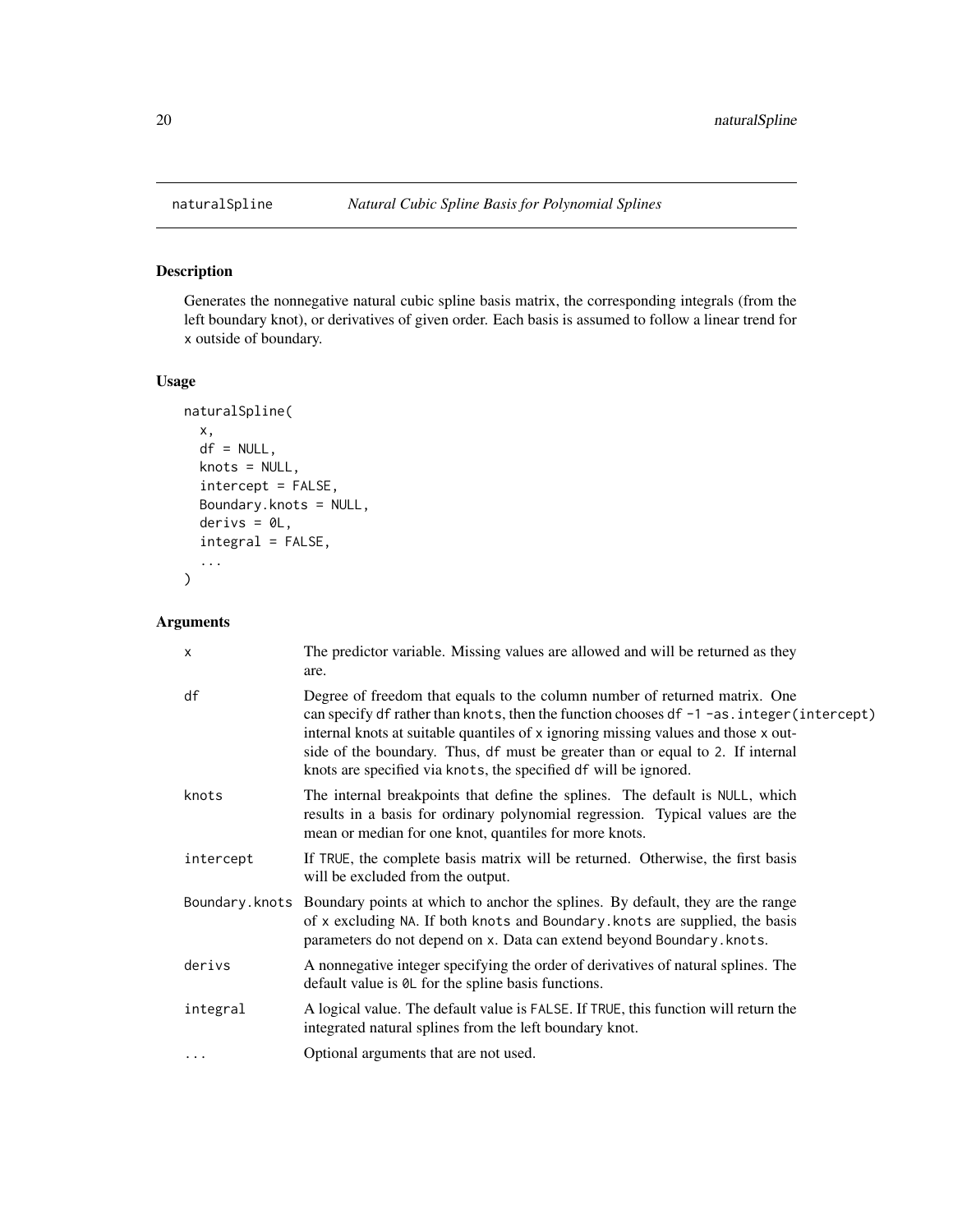# naturalSpline *Natural Cubic Spline Basis for Polynomial Splines*

## Description

Generates the nonnegative natural cubic spline basis matrix, the corresponding integrals (from the left boundary knot), or derivatives of given order. Each basis is assumed to follow a linear trend for x outside of boundary.

## Usage

```
naturalSpline(
  x,
  df = NULL,
  knots = NULL,
  intercept = FALSE,
  Boundary.knots = NULL,
  derivs = 0L,
  integral = FALSE,
  ...
)
```

## Arguments

| | |
|---|---|
| x | The predictor variable. Missing values are allowed and will be returned as they are. |
| df | Degree of freedom that equals to the column number of returned matrix. One can specify df rather than knots, then the function chooses df -1 -as.integer(intercept) internal knots at suitable quantiles of x ignoring missing values and those x outside of the boundary. Thus, df must be greater than or equal to 2. If internal knots are specified via knots, the specified df will be ignored. |
| knots | The internal breakpoints that define the splines. The default is NULL, which results in a basis for ordinary polynomial regression. Typical values are the mean or median for one knot, quantiles for more knots. |
| intercept | If TRUE, the complete basis matrix will be returned. Otherwise, the first basis will be excluded from the output. |
| Boundary.knots | Boundary points at which to anchor the splines. By default, they are the range of x excluding NA. If both knots and Boundary.knots are supplied, the basis parameters do not depend on x. Data can extend beyond Boundary.knots. |
| derivs | A nonnegative integer specifying the order of derivatives of natural splines. The default value is 0L for the spline basis functions. |
| integral | A logical value. The default value is FALSE. If TRUE, this function will return the integrated natural splines from the left boundary knot. |
| ... | Optional arguments that are not used. |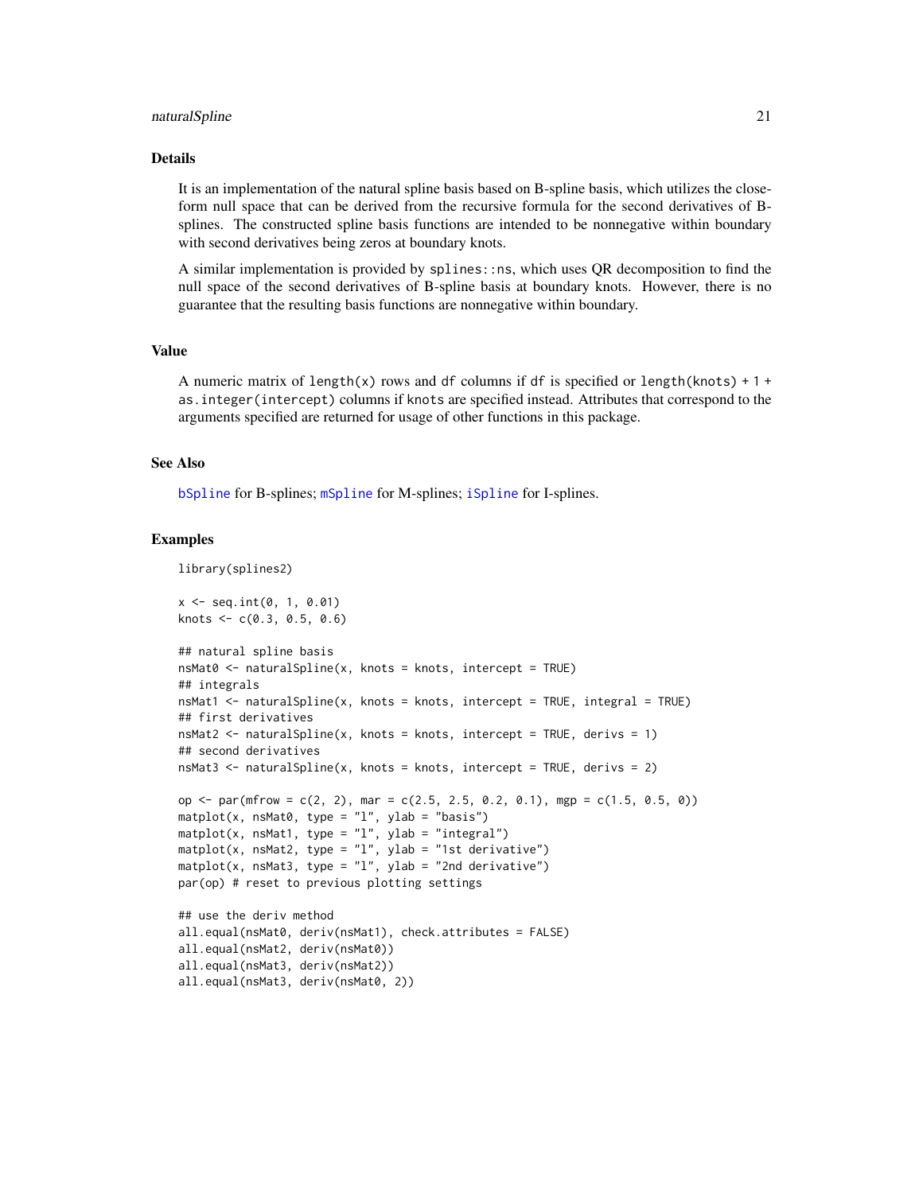## Details

It is an implementation of the natural spline basis based on B-spline basis, which utilizes the close-form null space that can be derived from the recursive formula for the second derivatives of B-splines. The constructed spline basis functions are intended to be nonnegative within boundary with second derivatives being zeros at boundary knots.

A similar implementation is provided by `splines::ns`, which uses QR decomposition to find the null space of the second derivatives of B-spline basis at boundary knots. However, there is no guarantee that the resulting basis functions are nonnegative within boundary.

## Value

A numeric matrix of `length(x)` rows and `df` columns if `df` is specified or `length(knots) + 1 + as.integer(intercept)` columns if `knots` are specified instead. Attributes that correspond to the arguments specified are returned for usage of other functions in this package.

## See Also

`bSpline` for B-splines; `mSpline` for M-splines; `iSpline` for I-splines.

## Examples

```
library(splines2)

x <- seq.int(0, 1, 0.01)
knots <- c(0.3, 0.5, 0.6)

## natural spline basis
nsMat0 <- naturalSpline(x, knots = knots, intercept = TRUE)
## integrals
nsMat1 <- naturalSpline(x, knots = knots, intercept = TRUE, integral = TRUE)
## first derivatives
nsMat2 <- naturalSpline(x, knots = knots, intercept = TRUE, derivs = 1)
## second derivatives
nsMat3 <- naturalSpline(x, knots = knots, intercept = TRUE, derivs = 2)

op <- par(mfrow = c(2, 2), mar = c(2.5, 2.5, 0.2, 0.1), mgp = c(1.5, 0.5, 0))
matplot(x, nsMat0, type = "l", ylab = "basis")
matplot(x, nsMat1, type = "l", ylab = "integral")
matplot(x, nsMat2, type = "l", ylab = "1st derivative")
matplot(x, nsMat3, type = "l", ylab = "2nd derivative")
par(op) # reset to previous plotting settings

## use the deriv method
all.equal(nsMat0, deriv(nsMat1), check.attributes = FALSE)
all.equal(nsMat2, deriv(nsMat0))
all.equal(nsMat3, deriv(nsMat2))
all.equal(nsMat3, deriv(nsMat0, 2))
```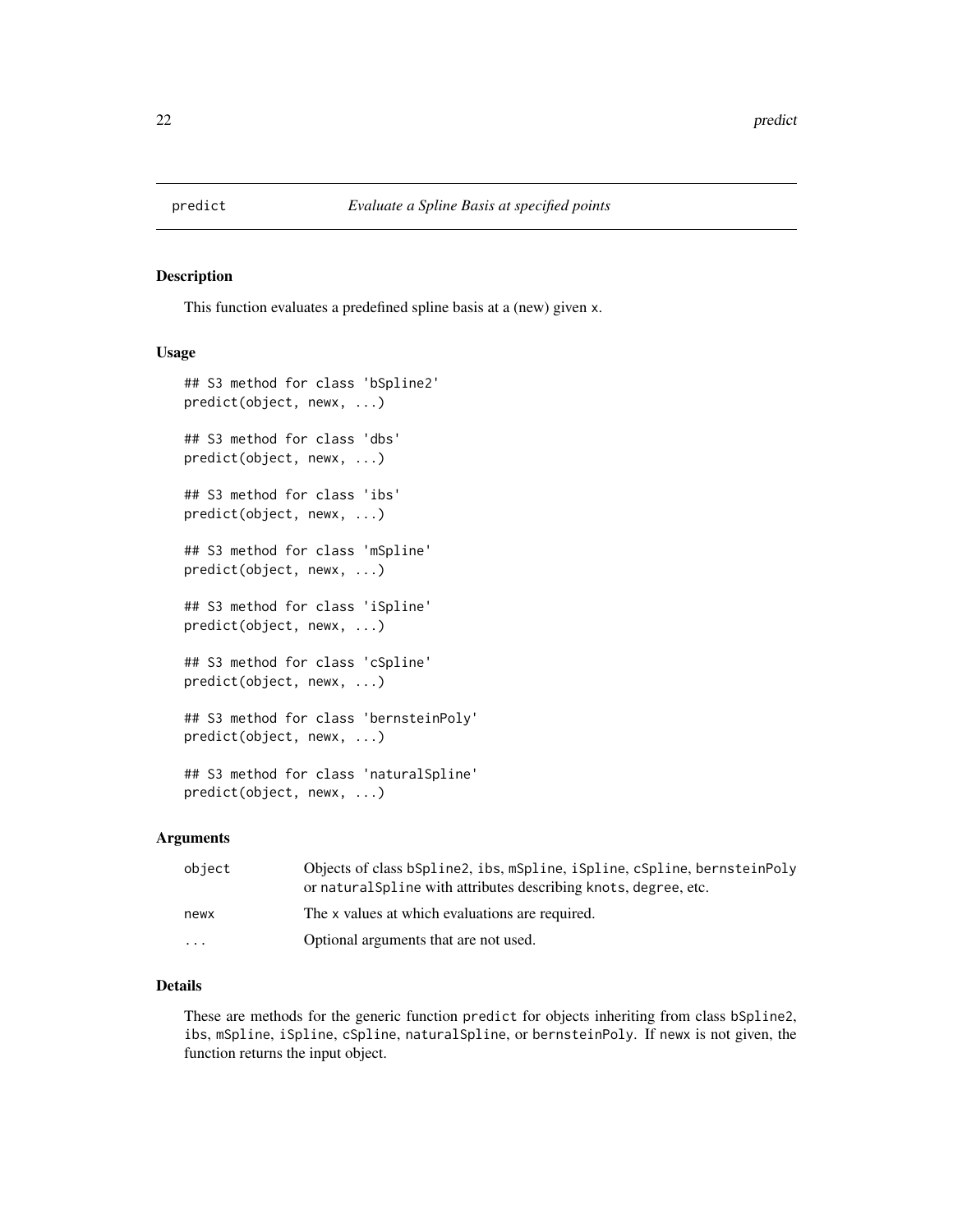# predict — *Evaluate a Spline Basis at specified points*

## Description

This function evaluates a predefined spline basis at a (new) given x.

## Usage

```
## S3 method for class 'bSpline2'
predict(object, newx, ...)

## S3 method for class 'dbs'
predict(object, newx, ...)

## S3 method for class 'ibs'
predict(object, newx, ...)

## S3 method for class 'mSpline'
predict(object, newx, ...)

## S3 method for class 'iSpline'
predict(object, newx, ...)

## S3 method for class 'cSpline'
predict(object, newx, ...)

## S3 method for class 'bernsteinPoly'
predict(object, newx, ...)

## S3 method for class 'naturalSpline'
predict(object, newx, ...)
```

## Arguments

| | |
|---|---|
| `object` | Objects of class `bSpline2`, `ibs`, `mSpline`, `iSpline`, `cSpline`, `bernsteinPoly` or `naturalSpline` with attributes describing `knots`, `degree`, etc. |
| `newx` | The `x` values at which evaluations are required. |
| `...` | Optional arguments that are not used. |

## Details

These are methods for the generic function `predict` for objects inheriting from class `bSpline2`, `ibs`, `mSpline`, `iSpline`, `cSpline`, `naturalSpline`, or `bernsteinPoly`. If `newx` is not given, the function returns the input object.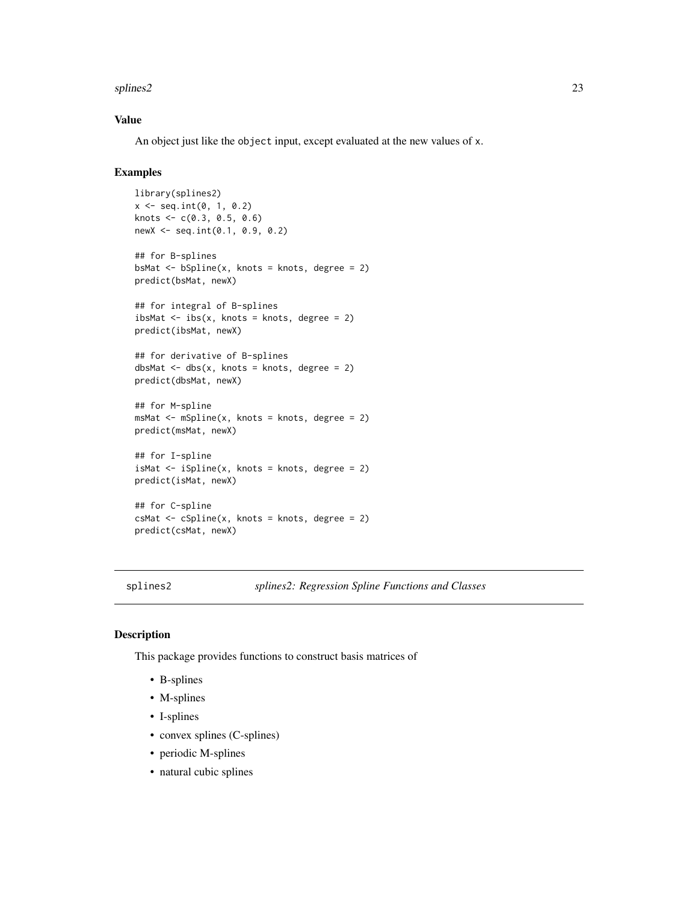### Value

An object just like the object input, except evaluated at the new values of x.

### Examples

```
library(splines2)
x <- seq.int(0, 1, 0.2)
knots <- c(0.3, 0.5, 0.6)
newX <- seq.int(0.1, 0.9, 0.2)

## for B-splines
bsMat <- bSpline(x, knots = knots, degree = 2)
predict(bsMat, newX)

## for integral of B-splines
ibsMat <- ibs(x, knots = knots, degree = 2)
predict(ibsMat, newX)

## for derivative of B-splines
dbsMat <- dbs(x, knots = knots, degree = 2)
predict(dbsMat, newX)

## for M-spline
msMat <- mSpline(x, knots = knots, degree = 2)
predict(msMat, newX)

## for I-spline
isMat <- iSpline(x, knots = knots, degree = 2)
predict(isMat, newX)

## for C-spline
csMat <- cSpline(x, knots = knots, degree = 2)
predict(csMat, newX)
```

---

## splines2 — *splines2: Regression Spline Functions and Classes*

### Description

This package provides functions to construct basis matrices of

- B-splines
- M-splines
- I-splines
- convex splines (C-splines)
- periodic M-splines
- natural cubic splines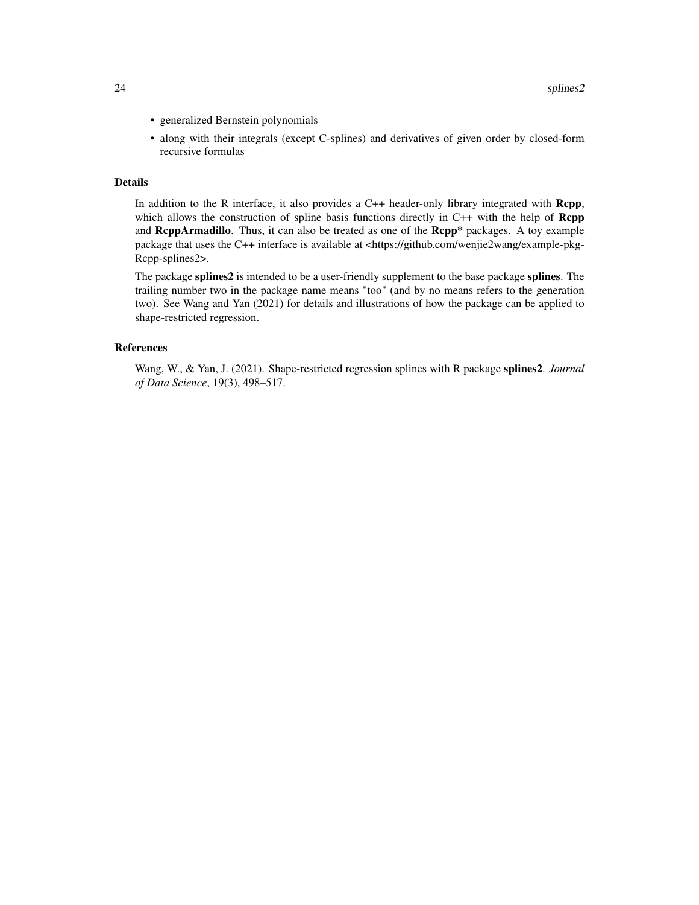- generalized Bernstein polynomials
- along with their integrals (except C-splines) and derivatives of given order by closed-form recursive formulas

## Details

In addition to the R interface, it also provides a C++ header-only library integrated with **Rcpp**, which allows the construction of spline basis functions directly in C++ with the help of **Rcpp** and **RcppArmadillo**. Thus, it can also be treated as one of the **Rcpp*** packages. A toy example package that uses the C++ interface is available at <https://github.com/wenjie2wang/example-pkg-Rcpp-splines2>.

The package **splines2** is intended to be a user-friendly supplement to the base package **splines**. The trailing number two in the package name means "too" (and by no means refers to the generation two). See Wang and Yan (2021) for details and illustrations of how the package can be applied to shape-restricted regression.

## References

Wang, W., & Yan, J. (2021). Shape-restricted regression splines with R package **splines2**. *Journal of Data Science*, 19(3), 498–517.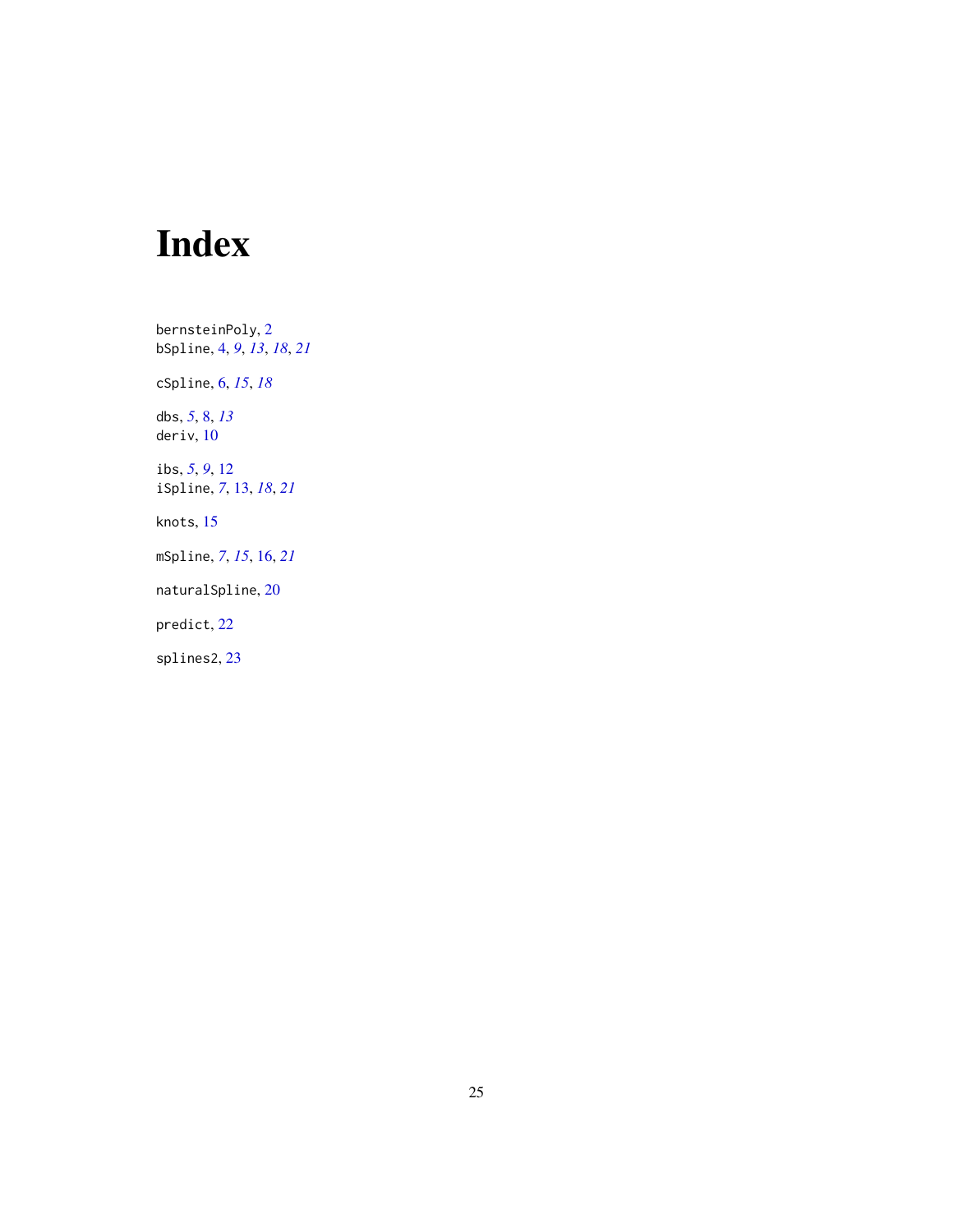# Index

bernsteinPoly, 2
bSpline, 4, *9*, *13*, *18*, *21*

cSpline, 6, *15*, *18*

dbs, *5*, 8, *13*
deriv, 10

ibs, *5*, *9*, 12
iSpline, *7*, 13, *18*, *21*

knots, 15

mSpline, *7*, *15*, 16, *21*

naturalSpline, 20

predict, 22

splines2, 23